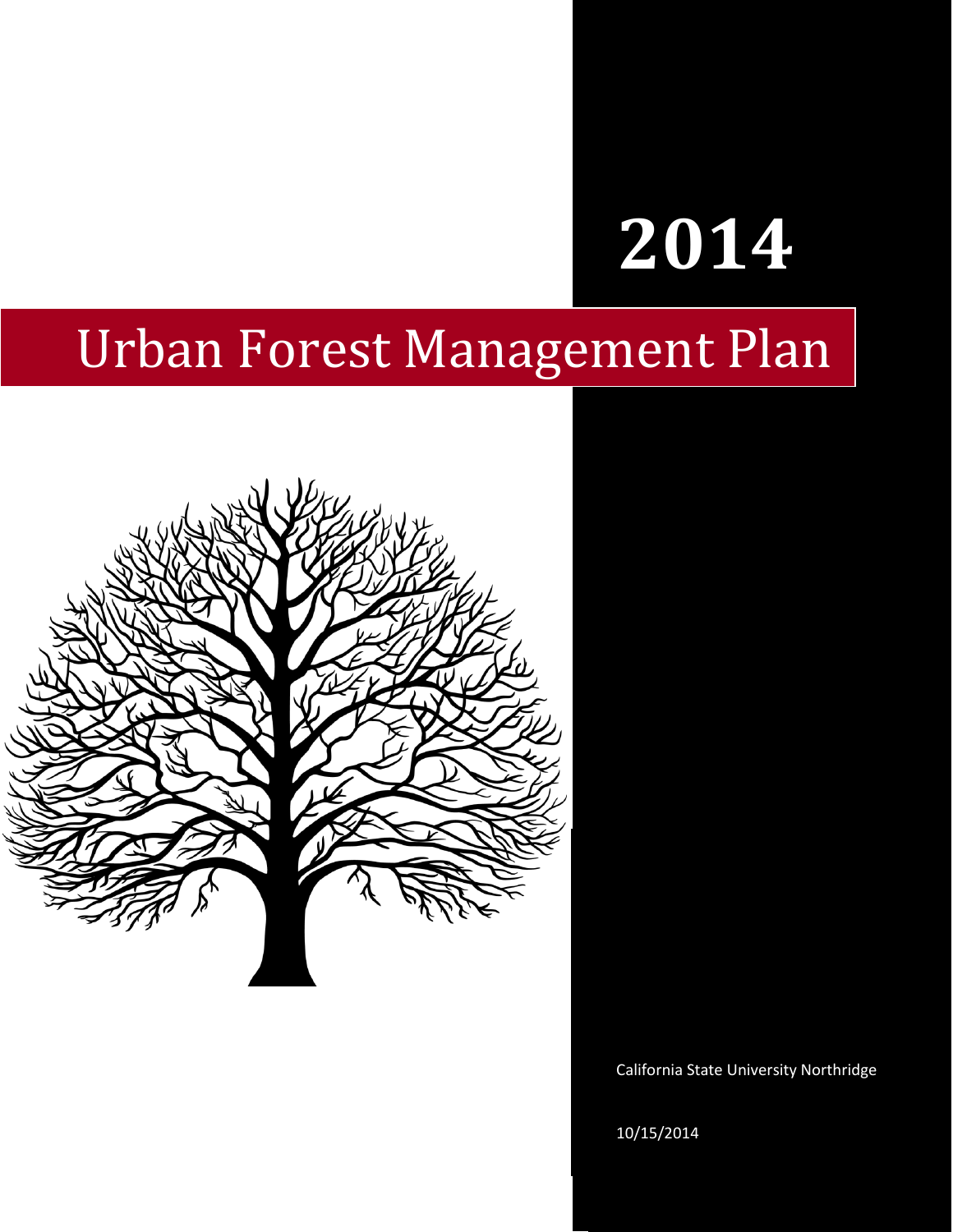# 2014

# Urban Forest Management Plan

California State University Northridge

10/15/2014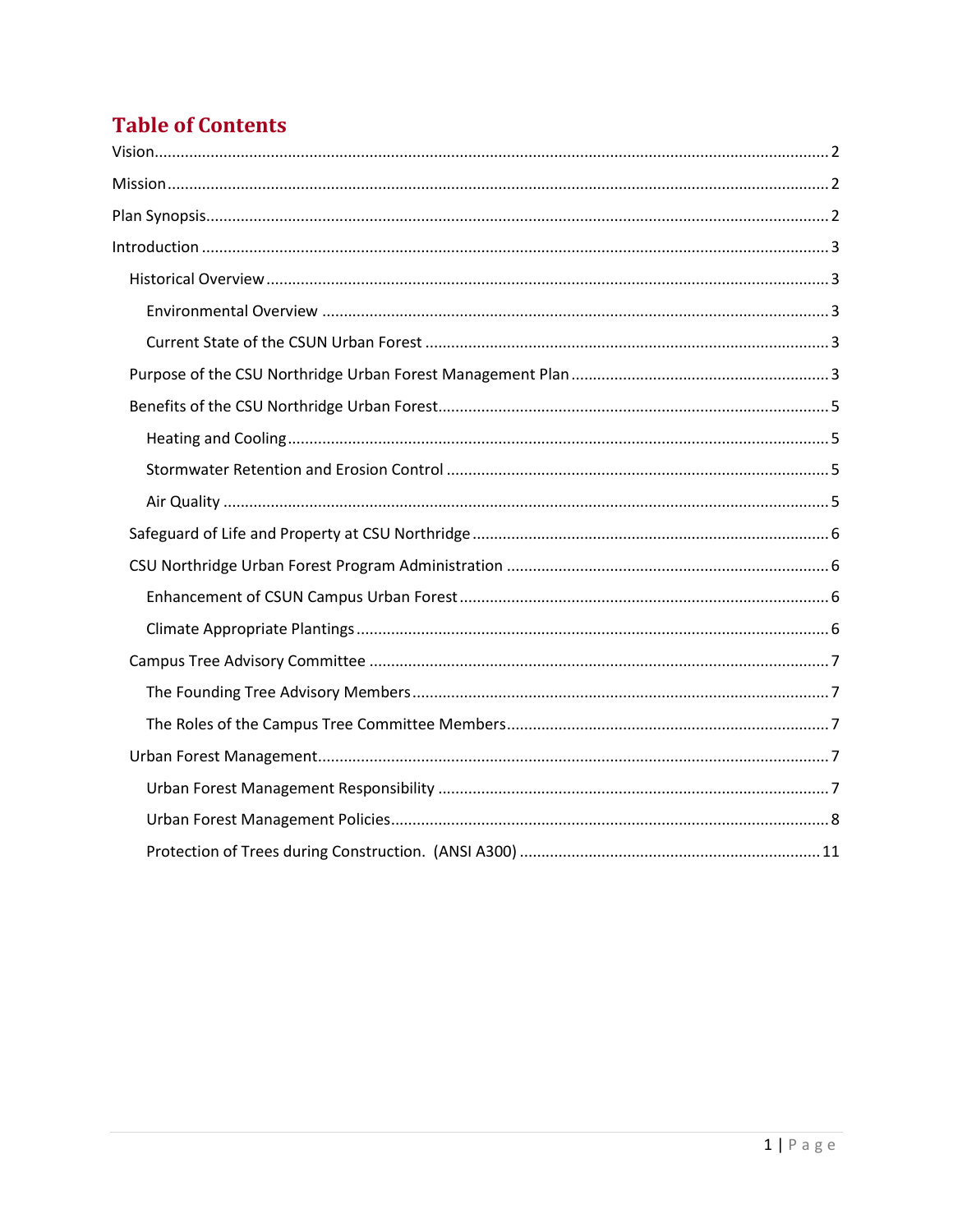# Table of Contents

- Vision....2
- Mission....2
- Plan Synopsis....2
- Introduction....3
  - Historical Overview....3
    - Environmental Overview....3
    - Current State of the CSUN Urban Forest....3
  - Purpose of the CSU Northridge Urban Forest Management Plan....3
  - Benefits of the CSU Northridge Urban Forest....5
    - Heating and Cooling....5
    - Stormwater Retention and Erosion Control....5
    - Air Quality....5
  - Safeguard of Life and Property at CSU Northridge....6
  - CSU Northridge Urban Forest Program Administration....6
    - Enhancement of CSUN Campus Urban Forest....6
    - Climate Appropriate Plantings....6
  - Campus Tree Advisory Committee....7
    - The Founding Tree Advisory Members....7
    - The Roles of the Campus Tree Committee Members....7
  - Urban Forest Management....7
    - Urban Forest Management Responsibility....7
    - Urban Forest Management Policies....8
    - Protection of Trees during Construction. (ANSI A300)....11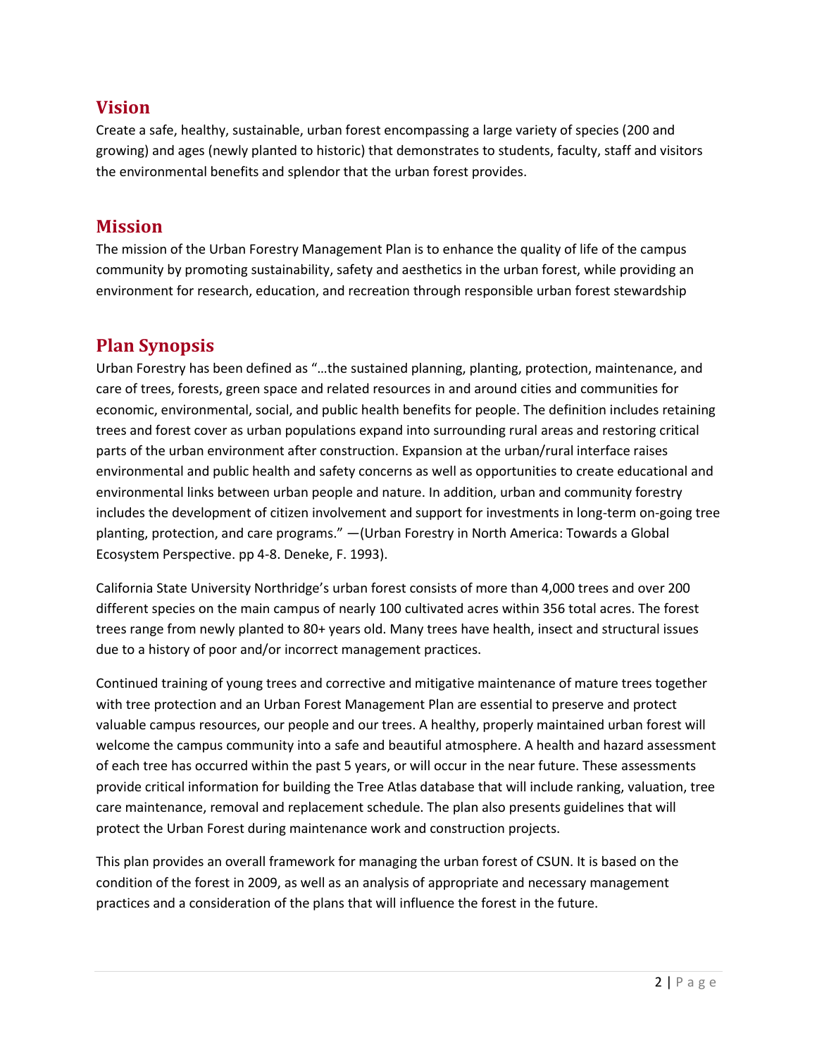## Vision

Create a safe, healthy, sustainable, urban forest encompassing a large variety of species (200 and growing) and ages (newly planted to historic) that demonstrates to students, faculty, staff and visitors the environmental benefits and splendor that the urban forest provides.

## Mission

The mission of the Urban Forestry Management Plan is to enhance the quality of life of the campus community by promoting sustainability, safety and aesthetics in the urban forest, while providing an environment for research, education, and recreation through responsible urban forest stewardship

## Plan Synopsis

Urban Forestry has been defined as "…the sustained planning, planting, protection, maintenance, and care of trees, forests, green space and related resources in and around cities and communities for economic, environmental, social, and public health benefits for people. The definition includes retaining trees and forest cover as urban populations expand into surrounding rural areas and restoring critical parts of the urban environment after construction. Expansion at the urban/rural interface raises environmental and public health and safety concerns as well as opportunities to create educational and environmental links between urban people and nature. In addition, urban and community forestry includes the development of citizen involvement and support for investments in long-term on-going tree planting, protection, and care programs." —(Urban Forestry in North America: Towards a Global Ecosystem Perspective. pp 4-8. Deneke, F. 1993).

California State University Northridge's urban forest consists of more than 4,000 trees and over 200 different species on the main campus of nearly 100 cultivated acres within 356 total acres. The forest trees range from newly planted to 80+ years old. Many trees have health, insect and structural issues due to a history of poor and/or incorrect management practices.

Continued training of young trees and corrective and mitigative maintenance of mature trees together with tree protection and an Urban Forest Management Plan are essential to preserve and protect valuable campus resources, our people and our trees. A healthy, properly maintained urban forest will welcome the campus community into a safe and beautiful atmosphere. A health and hazard assessment of each tree has occurred within the past 5 years, or will occur in the near future. These assessments provide critical information for building the Tree Atlas database that will include ranking, valuation, tree care maintenance, removal and replacement schedule. The plan also presents guidelines that will protect the Urban Forest during maintenance work and construction projects.

This plan provides an overall framework for managing the urban forest of CSUN. It is based on the condition of the forest in 2009, as well as an analysis of appropriate and necessary management practices and a consideration of the plans that will influence the forest in the future.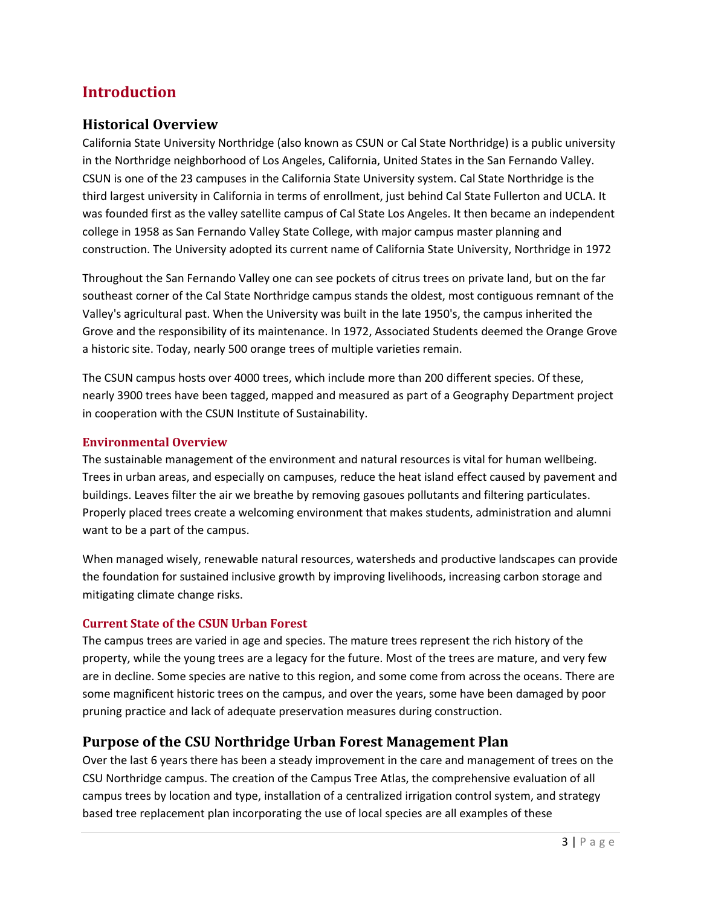# Introduction

## Historical Overview

California State University Northridge (also known as CSUN or Cal State Northridge) is a public university in the Northridge neighborhood of Los Angeles, California, United States in the San Fernando Valley. CSUN is one of the 23 campuses in the California State University system. Cal State Northridge is the third largest university in California in terms of enrollment, just behind Cal State Fullerton and UCLA. It was founded first as the valley satellite campus of Cal State Los Angeles. It then became an independent college in 1958 as San Fernando Valley State College, with major campus master planning and construction. The University adopted its current name of California State University, Northridge in 1972

Throughout the San Fernando Valley one can see pockets of citrus trees on private land, but on the far southeast corner of the Cal State Northridge campus stands the oldest, most contiguous remnant of the Valley's agricultural past. When the University was built in the late 1950's, the campus inherited the Grove and the responsibility of its maintenance. In 1972, Associated Students deemed the Orange Grove a historic site. Today, nearly 500 orange trees of multiple varieties remain.

The CSUN campus hosts over 4000 trees, which include more than 200 different species. Of these, nearly 3900 trees have been tagged, mapped and measured as part of a Geography Department project in cooperation with the CSUN Institute of Sustainability.

### Environmental Overview

The sustainable management of the environment and natural resources is vital for human wellbeing. Trees in urban areas, and especially on campuses, reduce the heat island effect caused by pavement and buildings. Leaves filter the air we breathe by removing gasoues pollutants and filtering particulates. Properly placed trees create a welcoming environment that makes students, administration and alumni want to be a part of the campus.

When managed wisely, renewable natural resources, watersheds and productive landscapes can provide the foundation for sustained inclusive growth by improving livelihoods, increasing carbon storage and mitigating climate change risks.

### Current State of the CSUN Urban Forest

The campus trees are varied in age and species. The mature trees represent the rich history of the property, while the young trees are a legacy for the future. Most of the trees are mature, and very few are in decline. Some species are native to this region, and some come from across the oceans. There are some magnificent historic trees on the campus, and over the years, some have been damaged by poor pruning practice and lack of adequate preservation measures during construction.

## Purpose of the CSU Northridge Urban Forest Management Plan

Over the last 6 years there has been a steady improvement in the care and management of trees on the CSU Northridge campus. The creation of the Campus Tree Atlas, the comprehensive evaluation of all campus trees by location and type, installation of a centralized irrigation control system, and strategy based tree replacement plan incorporating the use of local species are all examples of these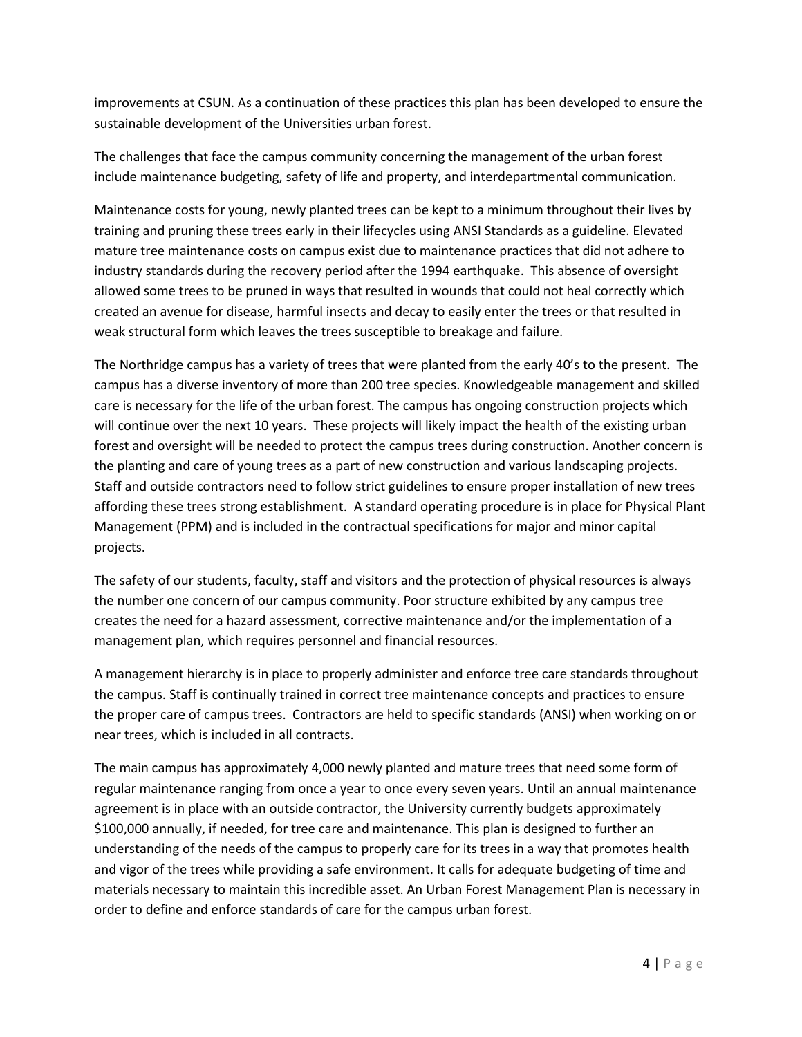improvements at CSUN. As a continuation of these practices this plan has been developed to ensure the sustainable development of the Universities urban forest.

The challenges that face the campus community concerning the management of the urban forest include maintenance budgeting, safety of life and property, and interdepartmental communication.

Maintenance costs for young, newly planted trees can be kept to a minimum throughout their lives by training and pruning these trees early in their lifecycles using ANSI Standards as a guideline. Elevated mature tree maintenance costs on campus exist due to maintenance practices that did not adhere to industry standards during the recovery period after the 1994 earthquake. This absence of oversight allowed some trees to be pruned in ways that resulted in wounds that could not heal correctly which created an avenue for disease, harmful insects and decay to easily enter the trees or that resulted in weak structural form which leaves the trees susceptible to breakage and failure.

The Northridge campus has a variety of trees that were planted from the early 40's to the present. The campus has a diverse inventory of more than 200 tree species. Knowledgeable management and skilled care is necessary for the life of the urban forest. The campus has ongoing construction projects which will continue over the next 10 years. These projects will likely impact the health of the existing urban forest and oversight will be needed to protect the campus trees during construction. Another concern is the planting and care of young trees as a part of new construction and various landscaping projects. Staff and outside contractors need to follow strict guidelines to ensure proper installation of new trees affording these trees strong establishment. A standard operating procedure is in place for Physical Plant Management (PPM) and is included in the contractual specifications for major and minor capital projects.

The safety of our students, faculty, staff and visitors and the protection of physical resources is always the number one concern of our campus community. Poor structure exhibited by any campus tree creates the need for a hazard assessment, corrective maintenance and/or the implementation of a management plan, which requires personnel and financial resources.

A management hierarchy is in place to properly administer and enforce tree care standards throughout the campus. Staff is continually trained in correct tree maintenance concepts and practices to ensure the proper care of campus trees. Contractors are held to specific standards (ANSI) when working on or near trees, which is included in all contracts.

The main campus has approximately 4,000 newly planted and mature trees that need some form of regular maintenance ranging from once a year to once every seven years. Until an annual maintenance agreement is in place with an outside contractor, the University currently budgets approximately $100,000 annually, if needed, for tree care and maintenance. This plan is designed to further an understanding of the needs of the campus to properly care for its trees in a way that promotes health and vigor of the trees while providing a safe environment. It calls for adequate budgeting of time and materials necessary to maintain this incredible asset. An Urban Forest Management Plan is necessary in order to define and enforce standards of care for the campus urban forest.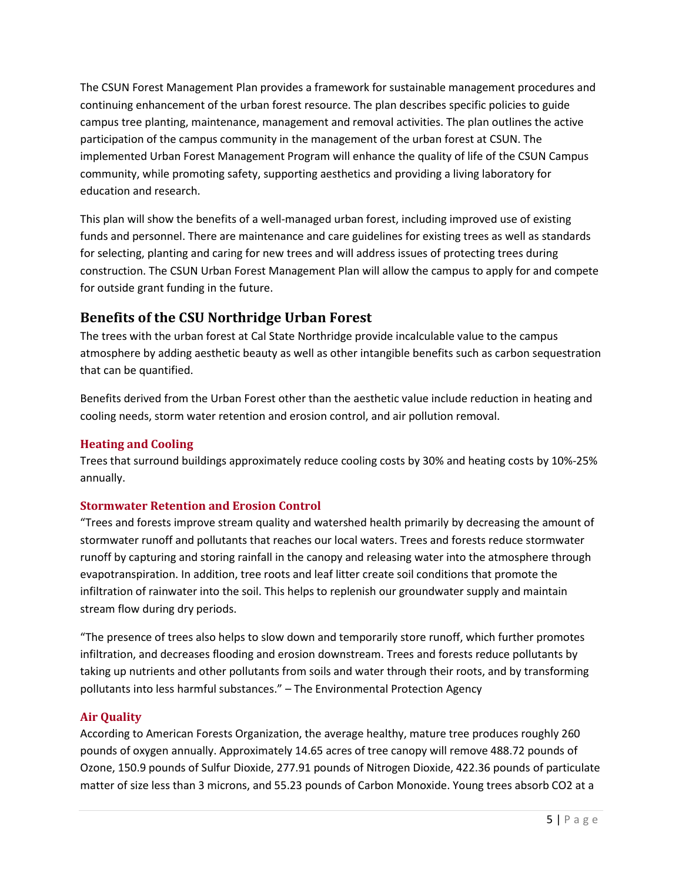The CSUN Forest Management Plan provides a framework for sustainable management procedures and continuing enhancement of the urban forest resource. The plan describes specific policies to guide campus tree planting, maintenance, management and removal activities. The plan outlines the active participation of the campus community in the management of the urban forest at CSUN. The implemented Urban Forest Management Program will enhance the quality of life of the CSUN Campus community, while promoting safety, supporting aesthetics and providing a living laboratory for education and research.

This plan will show the benefits of a well-managed urban forest, including improved use of existing funds and personnel. There are maintenance and care guidelines for existing trees as well as standards for selecting, planting and caring for new trees and will address issues of protecting trees during construction. The CSUN Urban Forest Management Plan will allow the campus to apply for and compete for outside grant funding in the future.

## Benefits of the CSU Northridge Urban Forest

The trees with the urban forest at Cal State Northridge provide incalculable value to the campus atmosphere by adding aesthetic beauty as well as other intangible benefits such as carbon sequestration that can be quantified.

Benefits derived from the Urban Forest other than the aesthetic value include reduction in heating and cooling needs, storm water retention and erosion control, and air pollution removal.

### Heating and Cooling

Trees that surround buildings approximately reduce cooling costs by 30% and heating costs by 10%-25% annually.

### Stormwater Retention and Erosion Control

"Trees and forests improve stream quality and watershed health primarily by decreasing the amount of stormwater runoff and pollutants that reaches our local waters. Trees and forests reduce stormwater runoff by capturing and storing rainfall in the canopy and releasing water into the atmosphere through evapotranspiration. In addition, tree roots and leaf litter create soil conditions that promote the infiltration of rainwater into the soil. This helps to replenish our groundwater supply and maintain stream flow during dry periods.

"The presence of trees also helps to slow down and temporarily store runoff, which further promotes infiltration, and decreases flooding and erosion downstream. Trees and forests reduce pollutants by taking up nutrients and other pollutants from soils and water through their roots, and by transforming pollutants into less harmful substances." – The Environmental Protection Agency

### Air Quality

According to American Forests Organization, the average healthy, mature tree produces roughly 260 pounds of oxygen annually. Approximately 14.65 acres of tree canopy will remove 488.72 pounds of Ozone, 150.9 pounds of Sulfur Dioxide, 277.91 pounds of Nitrogen Dioxide, 422.36 pounds of particulate matter of size less than 3 microns, and 55.23 pounds of Carbon Monoxide. Young trees absorb $CO_2$ at a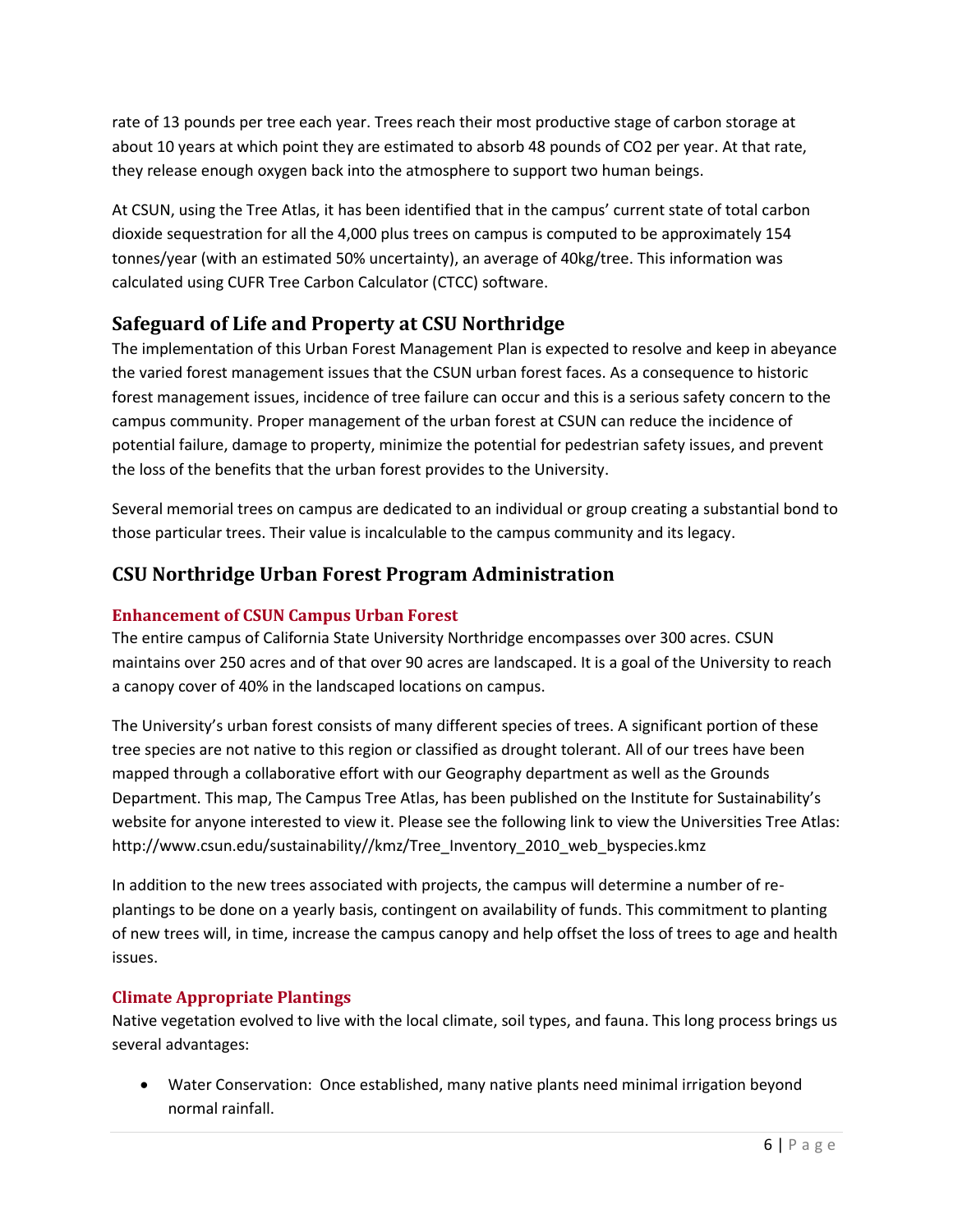rate of 13 pounds per tree each year. Trees reach their most productive stage of carbon storage at about 10 years at which point they are estimated to absorb 48 pounds of $CO_2$ per year. At that rate, they release enough oxygen back into the atmosphere to support two human beings.

At CSUN, using the Tree Atlas, it has been identified that in the campus' current state of total carbon dioxide sequestration for all the 4,000 plus trees on campus is computed to be approximately 154 tonnes/year (with an estimated 50% uncertainty), an average of 40kg/tree. This information was calculated using CUFR Tree Carbon Calculator (CTCC) software.

## Safeguard of Life and Property at CSU Northridge

The implementation of this Urban Forest Management Plan is expected to resolve and keep in abeyance the varied forest management issues that the CSUN urban forest faces. As a consequence to historic forest management issues, incidence of tree failure can occur and this is a serious safety concern to the campus community. Proper management of the urban forest at CSUN can reduce the incidence of potential failure, damage to property, minimize the potential for pedestrian safety issues, and prevent the loss of the benefits that the urban forest provides to the University.

Several memorial trees on campus are dedicated to an individual or group creating a substantial bond to those particular trees. Their value is incalculable to the campus community and its legacy.

## CSU Northridge Urban Forest Program Administration

### Enhancement of CSUN Campus Urban Forest

The entire campus of California State University Northridge encompasses over 300 acres. CSUN maintains over 250 acres and of that over 90 acres are landscaped. It is a goal of the University to reach a canopy cover of 40% in the landscaped locations on campus.

The University's urban forest consists of many different species of trees. A significant portion of these tree species are not native to this region or classified as drought tolerant. All of our trees have been mapped through a collaborative effort with our Geography department as well as the Grounds Department. This map, The Campus Tree Atlas, has been published on the Institute for Sustainability's website for anyone interested to view it. Please see the following link to view the Universities Tree Atlas: http://www.csun.edu/sustainability//kmz/Tree_Inventory_2010_web_byspecies.kmz

In addition to the new trees associated with projects, the campus will determine a number of re-plantings to be done on a yearly basis, contingent on availability of funds. This commitment to planting of new trees will, in time, increase the campus canopy and help offset the loss of trees to age and health issues.

### Climate Appropriate Plantings

Native vegetation evolved to live with the local climate, soil types, and fauna. This long process brings us several advantages:

- Water Conservation: Once established, many native plants need minimal irrigation beyond normal rainfall.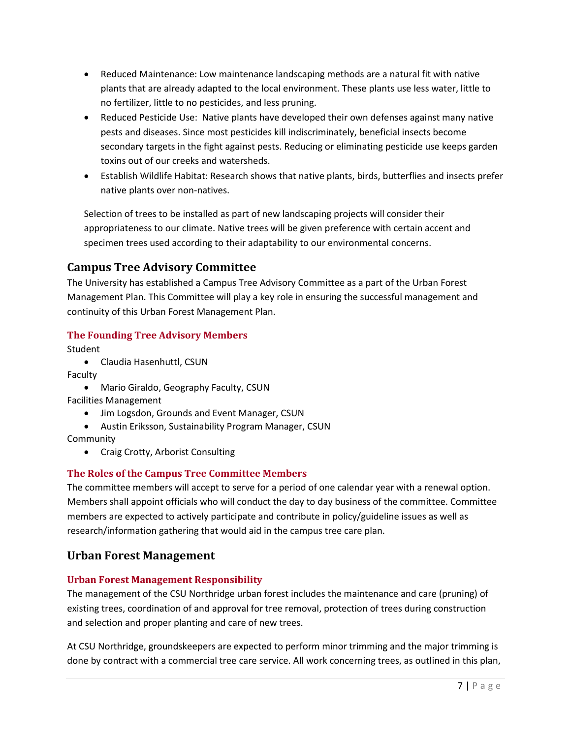- Reduced Maintenance: Low maintenance landscaping methods are a natural fit with native plants that are already adapted to the local environment. These plants use less water, little to no fertilizer, little to no pesticides, and less pruning.
- Reduced Pesticide Use: Native plants have developed their own defenses against many native pests and diseases. Since most pesticides kill indiscriminately, beneficial insects become secondary targets in the fight against pests. Reducing or eliminating pesticide use keeps garden toxins out of our creeks and watersheds.
- Establish Wildlife Habitat: Research shows that native plants, birds, butterflies and insects prefer native plants over non-natives.

Selection of trees to be installed as part of new landscaping projects will consider their appropriateness to our climate. Native trees will be given preference with certain accent and specimen trees used according to their adaptability to our environmental concerns.

## Campus Tree Advisory Committee

The University has established a Campus Tree Advisory Committee as a part of the Urban Forest Management Plan. This Committee will play a key role in ensuring the successful management and continuity of this Urban Forest Management Plan.

### The Founding Tree Advisory Members

Student

- Claudia Hasenhuttl, CSUN

Faculty

- Mario Giraldo, Geography Faculty, CSUN

Facilities Management

- Jim Logsdon, Grounds and Event Manager, CSUN
- Austin Eriksson, Sustainability Program Manager, CSUN

Community

- Craig Crotty, Arborist Consulting

### The Roles of the Campus Tree Committee Members

The committee members will accept to serve for a period of one calendar year with a renewal option. Members shall appoint officials who will conduct the day to day business of the committee. Committee members are expected to actively participate and contribute in policy/guideline issues as well as research/information gathering that would aid in the campus tree care plan.

## Urban Forest Management

### Urban Forest Management Responsibility

The management of the CSU Northridge urban forest includes the maintenance and care (pruning) of existing trees, coordination of and approval for tree removal, protection of trees during construction and selection and proper planting and care of new trees.

At CSU Northridge, groundskeepers are expected to perform minor trimming and the major trimming is done by contract with a commercial tree care service. All work concerning trees, as outlined in this plan,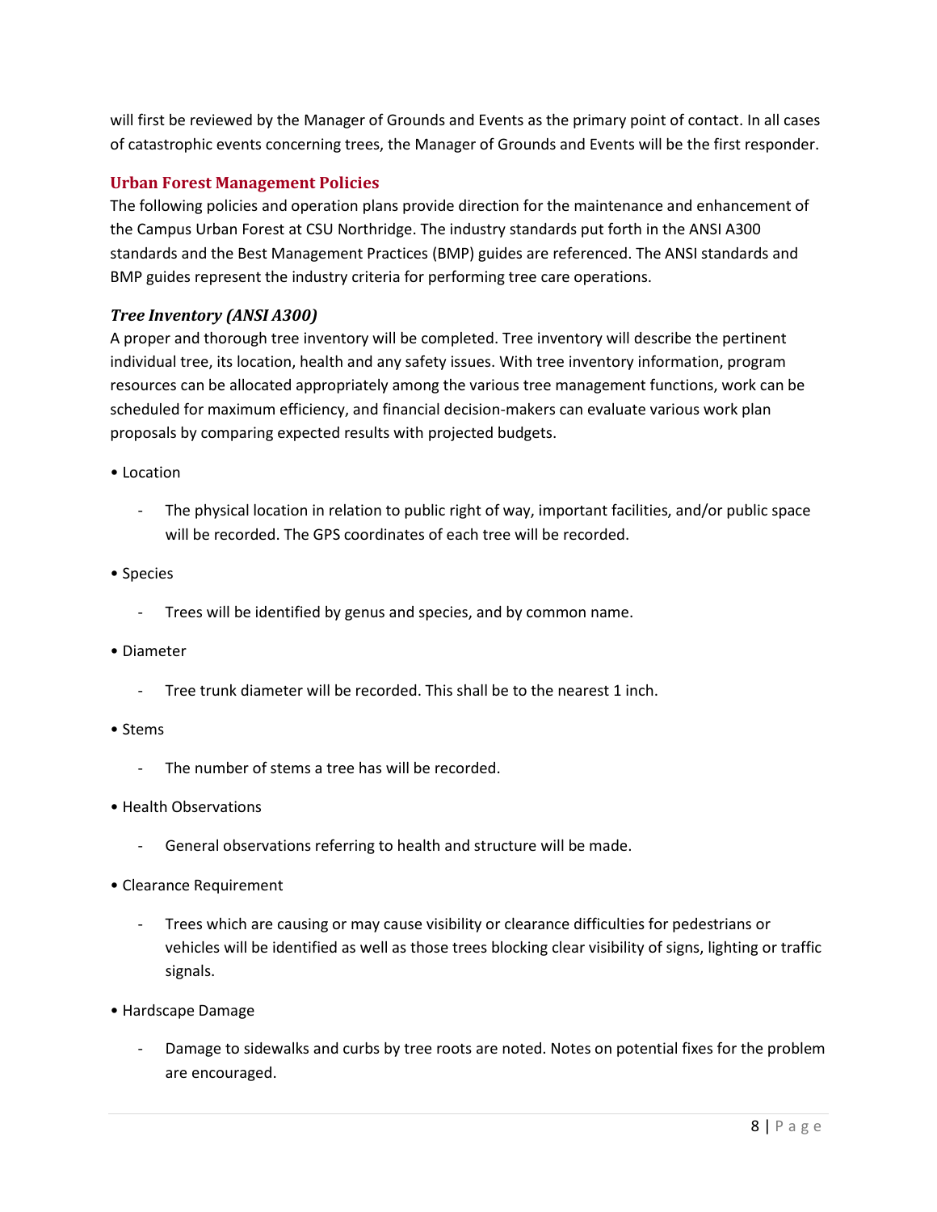will first be reviewed by the Manager of Grounds and Events as the primary point of contact. In all cases of catastrophic events concerning trees, the Manager of Grounds and Events will be the first responder.

## Urban Forest Management Policies

The following policies and operation plans provide direction for the maintenance and enhancement of the Campus Urban Forest at CSU Northridge. The industry standards put forth in the ANSI A300 standards and the Best Management Practices (BMP) guides are referenced. The ANSI standards and BMP guides represent the industry criteria for performing tree care operations.

### *Tree Inventory (ANSI A300)*

A proper and thorough tree inventory will be completed. Tree inventory will describe the pertinent individual tree, its location, health and any safety issues. With tree inventory information, program resources can be allocated appropriately among the various tree management functions, work can be scheduled for maximum efficiency, and financial decision-makers can evaluate various work plan proposals by comparing expected results with projected budgets.

- Location
  - The physical location in relation to public right of way, important facilities, and/or public space will be recorded. The GPS coordinates of each tree will be recorded.
- Species
  - Trees will be identified by genus and species, and by common name.
- Diameter
  - Tree trunk diameter will be recorded. This shall be to the nearest 1 inch.
- Stems
  - The number of stems a tree has will be recorded.
- Health Observations
  - General observations referring to health and structure will be made.
- Clearance Requirement
  - Trees which are causing or may cause visibility or clearance difficulties for pedestrians or vehicles will be identified as well as those trees blocking clear visibility of signs, lighting or traffic signals.
- Hardscape Damage
  - Damage to sidewalks and curbs by tree roots are noted. Notes on potential fixes for the problem are encouraged.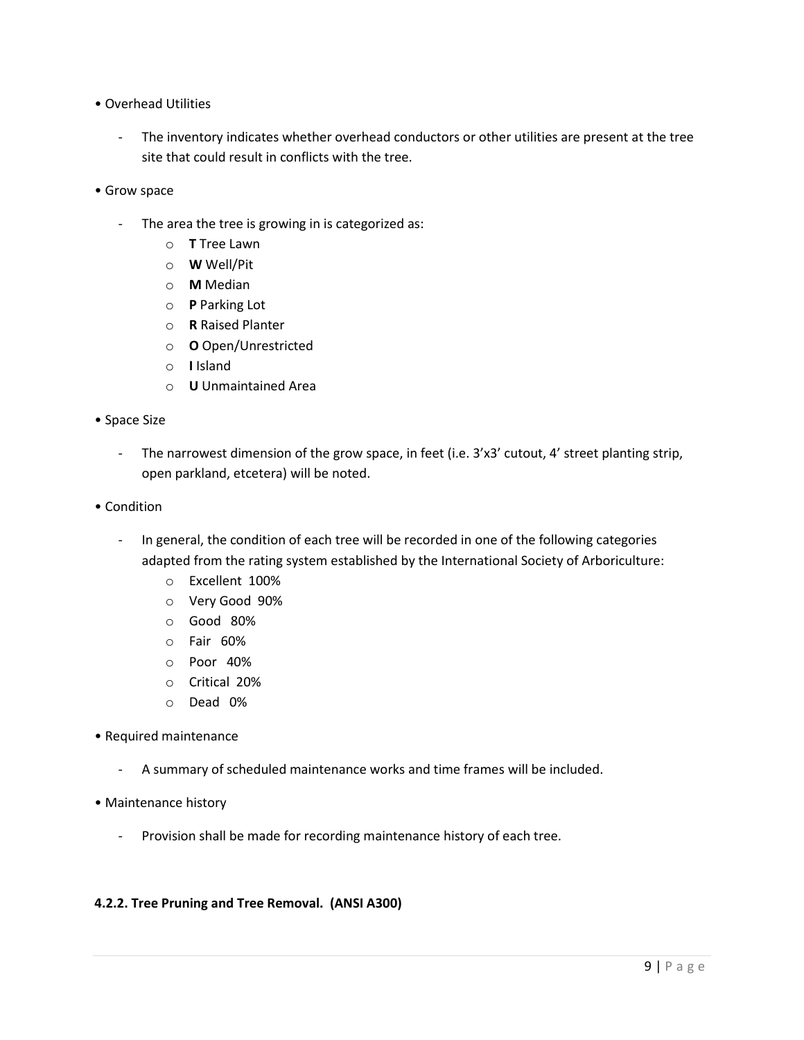- Overhead Utilities
  - The inventory indicates whether overhead conductors or other utilities are present at the tree site that could result in conflicts with the tree.
- Grow space
  - The area the tree is growing in is categorized as:
    - **T** Tree Lawn
    - **W** Well/Pit
    - **M** Median
    - **P** Parking Lot
    - **R** Raised Planter
    - **O** Open/Unrestricted
    - **I** Island
    - **U** Unmaintained Area
- Space Size
  - The narrowest dimension of the grow space, in feet (i.e. 3'x3' cutout, 4' street planting strip, open parkland, etcetera) will be noted.
- Condition
  - In general, the condition of each tree will be recorded in one of the following categories adapted from the rating system established by the International Society of Arboriculture:
    - Excellent 100%
    - Very Good 90%
    - Good 80%
    - Fair 60%
    - Poor 40%
    - Critical 20%
    - Dead 0%
- Required maintenance
  - A summary of scheduled maintenance works and time frames will be included.
- Maintenance history
  - Provision shall be made for recording maintenance history of each tree.

#### 4.2.2. Tree Pruning and Tree Removal. (ANSI A300)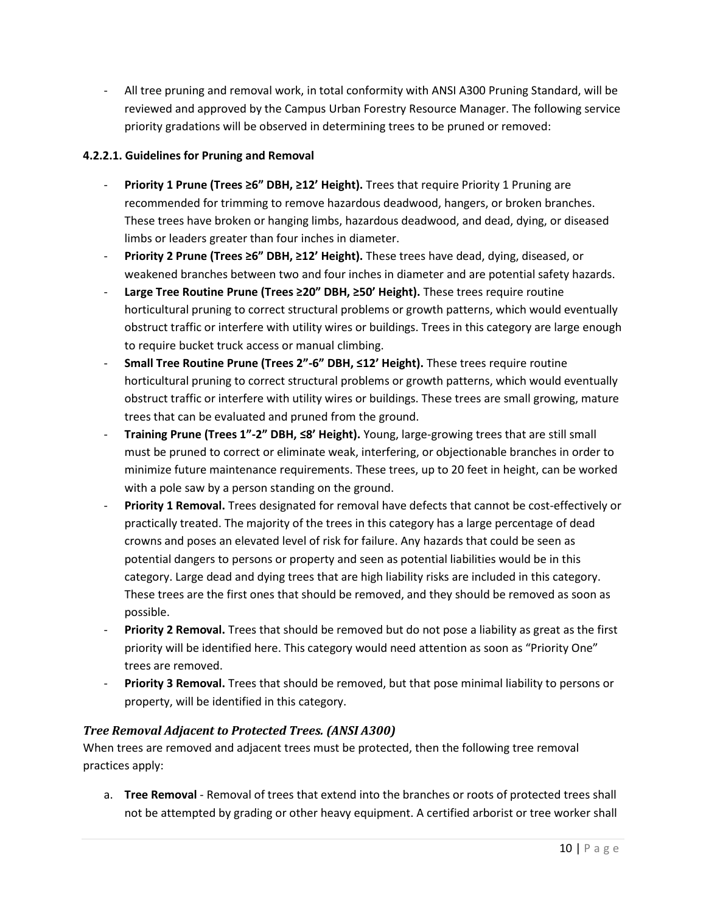- All tree pruning and removal work, in total conformity with ANSI A300 Pruning Standard, will be reviewed and approved by the Campus Urban Forestry Resource Manager. The following service priority gradations will be observed in determining trees to be pruned or removed:

#### 4.2.2.1. Guidelines for Pruning and Removal

- **Priority 1 Prune (Trees ≥6" DBH, ≥12' Height).** Trees that require Priority 1 Pruning are recommended for trimming to remove hazardous deadwood, hangers, or broken branches. These trees have broken or hanging limbs, hazardous deadwood, and dead, dying, or diseased limbs or leaders greater than four inches in diameter.
- **Priority 2 Prune (Trees ≥6" DBH, ≥12' Height).** These trees have dead, dying, diseased, or weakened branches between two and four inches in diameter and are potential safety hazards.
- **Large Tree Routine Prune (Trees ≥20" DBH, ≥50' Height).** These trees require routine horticultural pruning to correct structural problems or growth patterns, which would eventually obstruct traffic or interfere with utility wires or buildings. Trees in this category are large enough to require bucket truck access or manual climbing.
- **Small Tree Routine Prune (Trees 2"-6" DBH, ≤12' Height).** These trees require routine horticultural pruning to correct structural problems or growth patterns, which would eventually obstruct traffic or interfere with utility wires or buildings. These trees are small growing, mature trees that can be evaluated and pruned from the ground.
- **Training Prune (Trees 1"-2" DBH, ≤8' Height).** Young, large-growing trees that are still small must be pruned to correct or eliminate weak, interfering, or objectionable branches in order to minimize future maintenance requirements. These trees, up to 20 feet in height, can be worked with a pole saw by a person standing on the ground.
- **Priority 1 Removal.** Trees designated for removal have defects that cannot be cost-effectively or practically treated. The majority of the trees in this category has a large percentage of dead crowns and poses an elevated level of risk for failure. Any hazards that could be seen as potential dangers to persons or property and seen as potential liabilities would be in this category. Large dead and dying trees that are high liability risks are included in this category. These trees are the first ones that should be removed, and they should be removed as soon as possible.
- **Priority 2 Removal.** Trees that should be removed but do not pose a liability as great as the first priority will be identified here. This category would need attention as soon as "Priority One" trees are removed.
- **Priority 3 Removal.** Trees that should be removed, but that pose minimal liability to persons or property, will be identified in this category.

### *Tree Removal Adjacent to Protected Trees. (ANSI A300)*

When trees are removed and adjacent trees must be protected, then the following tree removal practices apply:

a. **Tree Removal** - Removal of trees that extend into the branches or roots of protected trees shall not be attempted by grading or other heavy equipment. A certified arborist or tree worker shall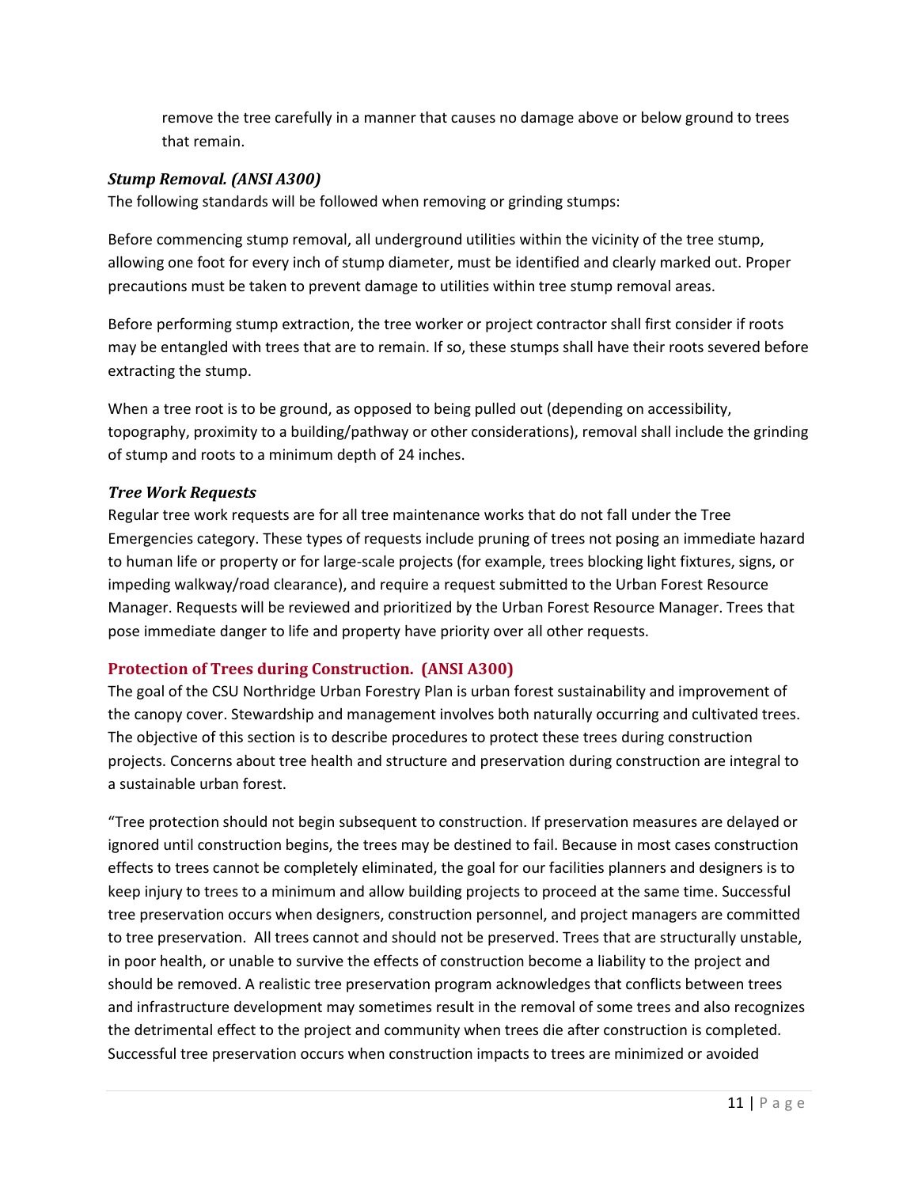remove the tree carefully in a manner that causes no damage above or below ground to trees that remain.

### *Stump Removal. (ANSI A300)*

The following standards will be followed when removing or grinding stumps:

Before commencing stump removal, all underground utilities within the vicinity of the tree stump, allowing one foot for every inch of stump diameter, must be identified and clearly marked out. Proper precautions must be taken to prevent damage to utilities within tree stump removal areas.

Before performing stump extraction, the tree worker or project contractor shall first consider if roots may be entangled with trees that are to remain. If so, these stumps shall have their roots severed before extracting the stump.

When a tree root is to be ground, as opposed to being pulled out (depending on accessibility, topography, proximity to a building/pathway or other considerations), removal shall include the grinding of stump and roots to a minimum depth of 24 inches.

### *Tree Work Requests*

Regular tree work requests are for all tree maintenance works that do not fall under the Tree Emergencies category. These types of requests include pruning of trees not posing an immediate hazard to human life or property or for large-scale projects (for example, trees blocking light fixtures, signs, or impeding walkway/road clearance), and require a request submitted to the Urban Forest Resource Manager. Requests will be reviewed and prioritized by the Urban Forest Resource Manager. Trees that pose immediate danger to life and property have priority over all other requests.

## Protection of Trees during Construction. (ANSI A300)

The goal of the CSU Northridge Urban Forestry Plan is urban forest sustainability and improvement of the canopy cover. Stewardship and management involves both naturally occurring and cultivated trees. The objective of this section is to describe procedures to protect these trees during construction projects. Concerns about tree health and structure and preservation during construction are integral to a sustainable urban forest.

"Tree protection should not begin subsequent to construction. If preservation measures are delayed or ignored until construction begins, the trees may be destined to fail. Because in most cases construction effects to trees cannot be completely eliminated, the goal for our facilities planners and designers is to keep injury to trees to a minimum and allow building projects to proceed at the same time. Successful tree preservation occurs when designers, construction personnel, and project managers are committed to tree preservation. All trees cannot and should not be preserved. Trees that are structurally unstable, in poor health, or unable to survive the effects of construction become a liability to the project and should be removed. A realistic tree preservation program acknowledges that conflicts between trees and infrastructure development may sometimes result in the removal of some trees and also recognizes the detrimental effect to the project and community when trees die after construction is completed. Successful tree preservation occurs when construction impacts to trees are minimized or avoided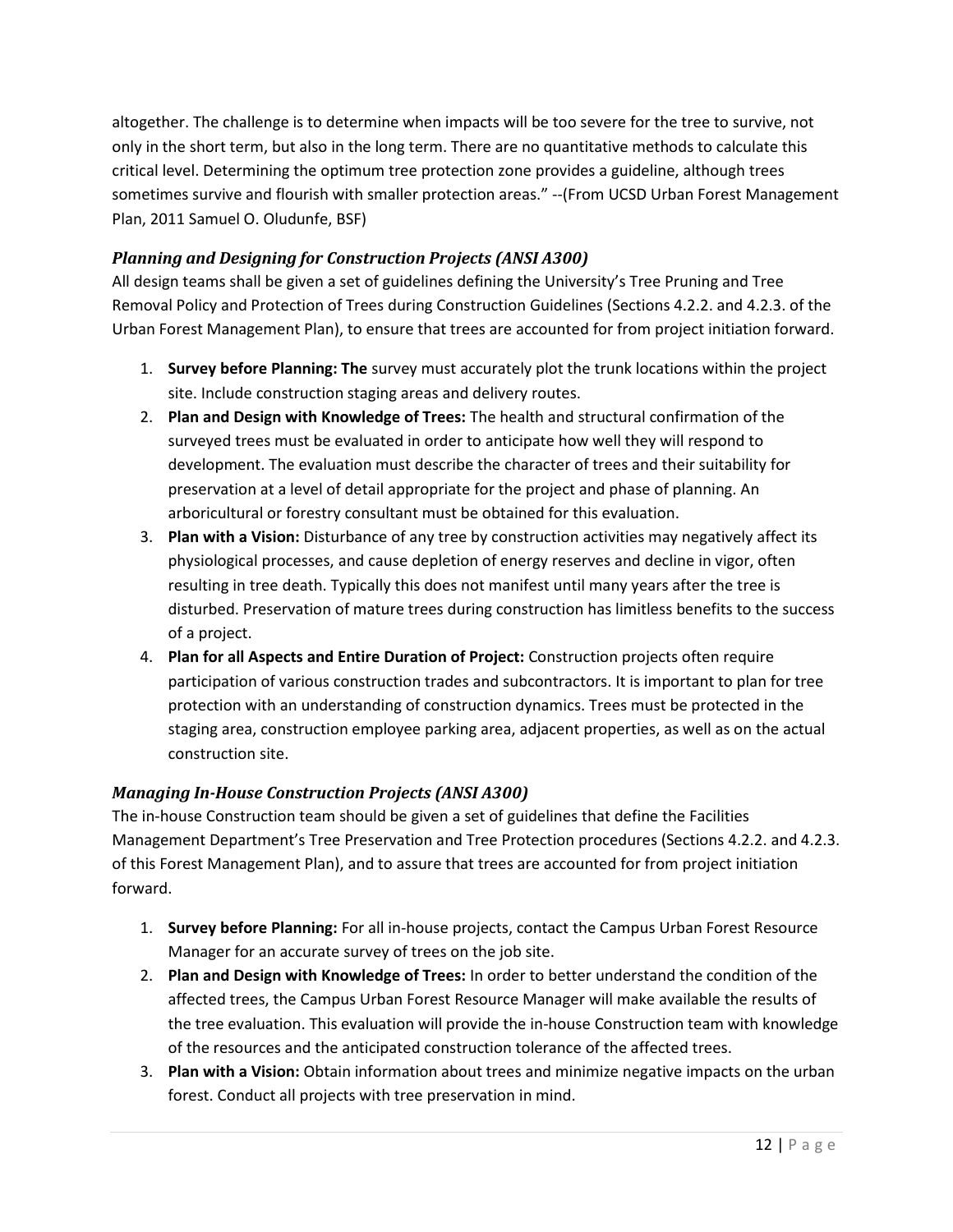altogether. The challenge is to determine when impacts will be too severe for the tree to survive, not only in the short term, but also in the long term. There are no quantitative methods to calculate this critical level. Determining the optimum tree protection zone provides a guideline, although trees sometimes survive and flourish with smaller protection areas." --(From UCSD Urban Forest Management Plan, 2011 Samuel O. Oludunfe, BSF)

### *Planning and Designing for Construction Projects (ANSI A300)*

All design teams shall be given a set of guidelines defining the University's Tree Pruning and Tree Removal Policy and Protection of Trees during Construction Guidelines (Sections 4.2.2. and 4.2.3. of the Urban Forest Management Plan), to ensure that trees are accounted for from project initiation forward.

1. **Survey before Planning: The** survey must accurately plot the trunk locations within the project site. Include construction staging areas and delivery routes.
2. **Plan and Design with Knowledge of Trees:** The health and structural confirmation of the surveyed trees must be evaluated in order to anticipate how well they will respond to development. The evaluation must describe the character of trees and their suitability for preservation at a level of detail appropriate for the project and phase of planning. An arboricultural or forestry consultant must be obtained for this evaluation.
3. **Plan with a Vision:** Disturbance of any tree by construction activities may negatively affect its physiological processes, and cause depletion of energy reserves and decline in vigor, often resulting in tree death. Typically this does not manifest until many years after the tree is disturbed. Preservation of mature trees during construction has limitless benefits to the success of a project.
4. **Plan for all Aspects and Entire Duration of Project:** Construction projects often require participation of various construction trades and subcontractors. It is important to plan for tree protection with an understanding of construction dynamics. Trees must be protected in the staging area, construction employee parking area, adjacent properties, as well as on the actual construction site.

### *Managing In-House Construction Projects (ANSI A300)*

The in-house Construction team should be given a set of guidelines that define the Facilities Management Department's Tree Preservation and Tree Protection procedures (Sections 4.2.2. and 4.2.3. of this Forest Management Plan), and to assure that trees are accounted for from project initiation forward.

1. **Survey before Planning:** For all in-house projects, contact the Campus Urban Forest Resource Manager for an accurate survey of trees on the job site.
2. **Plan and Design with Knowledge of Trees:** In order to better understand the condition of the affected trees, the Campus Urban Forest Resource Manager will make available the results of the tree evaluation. This evaluation will provide the in-house Construction team with knowledge of the resources and the anticipated construction tolerance of the affected trees.
3. **Plan with a Vision:** Obtain information about trees and minimize negative impacts on the urban forest. Conduct all projects with tree preservation in mind.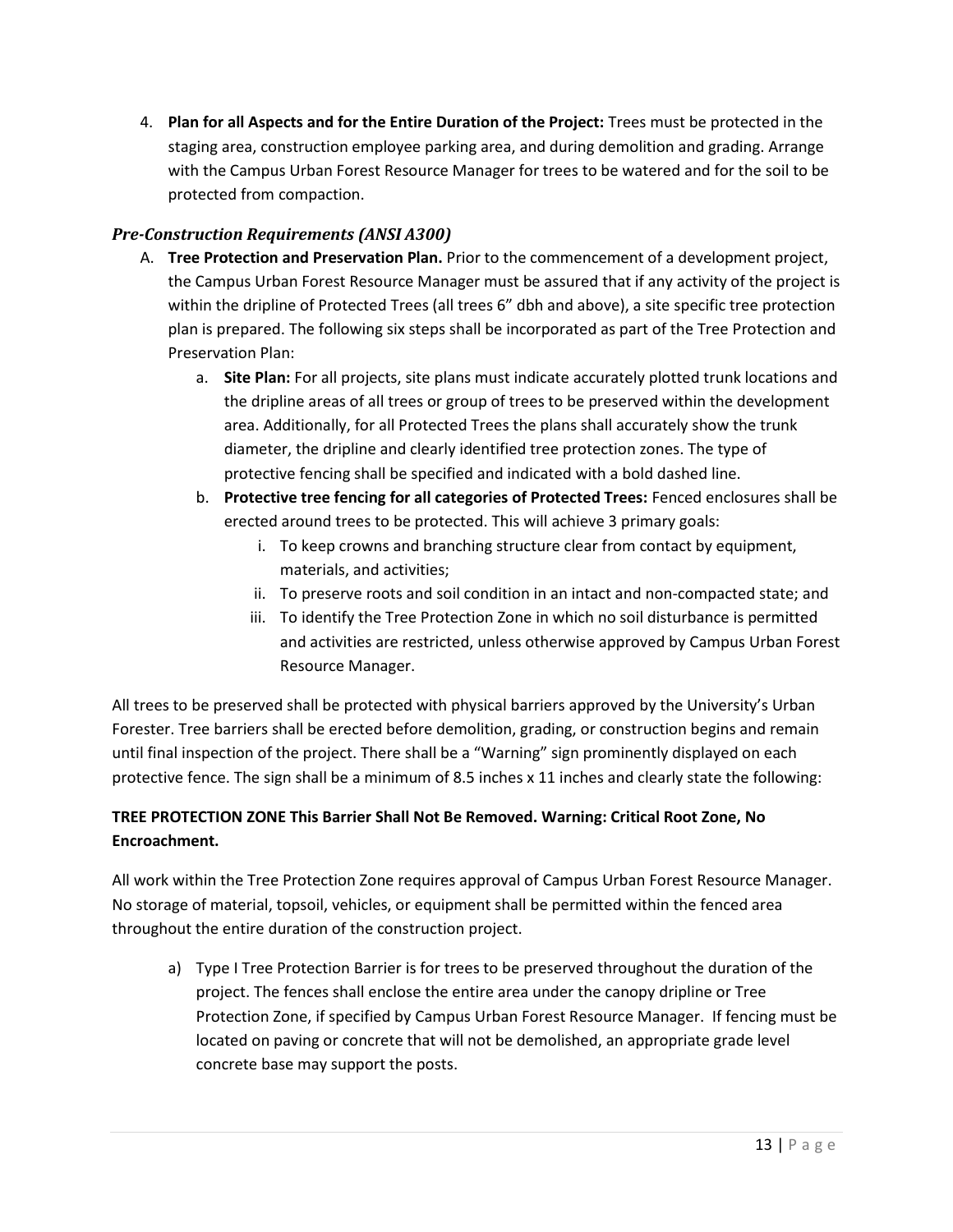4. **Plan for all Aspects and for the Entire Duration of the Project:** Trees must be protected in the staging area, construction employee parking area, and during demolition and grading. Arrange with the Campus Urban Forest Resource Manager for trees to be watered and for the soil to be protected from compaction.

### *Pre-Construction Requirements (ANSI A300)*

A. **Tree Protection and Preservation Plan.** Prior to the commencement of a development project, the Campus Urban Forest Resource Manager must be assured that if any activity of the project is within the dripline of Protected Trees (all trees 6" dbh and above), a site specific tree protection plan is prepared. The following six steps shall be incorporated as part of the Tree Protection and Preservation Plan:

   a. **Site Plan:** For all projects, site plans must indicate accurately plotted trunk locations and the dripline areas of all trees or group of trees to be preserved within the development area. Additionally, for all Protected Trees the plans shall accurately show the trunk diameter, the dripline and clearly identified tree protection zones. The type of protective fencing shall be specified and indicated with a bold dashed line.

   b. **Protective tree fencing for all categories of Protected Trees:** Fenced enclosures shall be erected around trees to be protected. This will achieve 3 primary goals:

      i. To keep crowns and branching structure clear from contact by equipment, materials, and activities;

      ii. To preserve roots and soil condition in an intact and non-compacted state; and

      iii. To identify the Tree Protection Zone in which no soil disturbance is permitted and activities are restricted, unless otherwise approved by Campus Urban Forest Resource Manager.

All trees to be preserved shall be protected with physical barriers approved by the University's Urban Forester. Tree barriers shall be erected before demolition, grading, or construction begins and remain until final inspection of the project. There shall be a "Warning" sign prominently displayed on each protective fence. The sign shall be a minimum of 8.5 inches x 11 inches and clearly state the following:

**TREE PROTECTION ZONE This Barrier Shall Not Be Removed. Warning: Critical Root Zone, No Encroachment.**

All work within the Tree Protection Zone requires approval of Campus Urban Forest Resource Manager. No storage of material, topsoil, vehicles, or equipment shall be permitted within the fenced area throughout the entire duration of the construction project.

a) Type I Tree Protection Barrier is for trees to be preserved throughout the duration of the project. The fences shall enclose the entire area under the canopy dripline or Tree Protection Zone, if specified by Campus Urban Forest Resource Manager. If fencing must be located on paving or concrete that will not be demolished, an appropriate grade level concrete base may support the posts.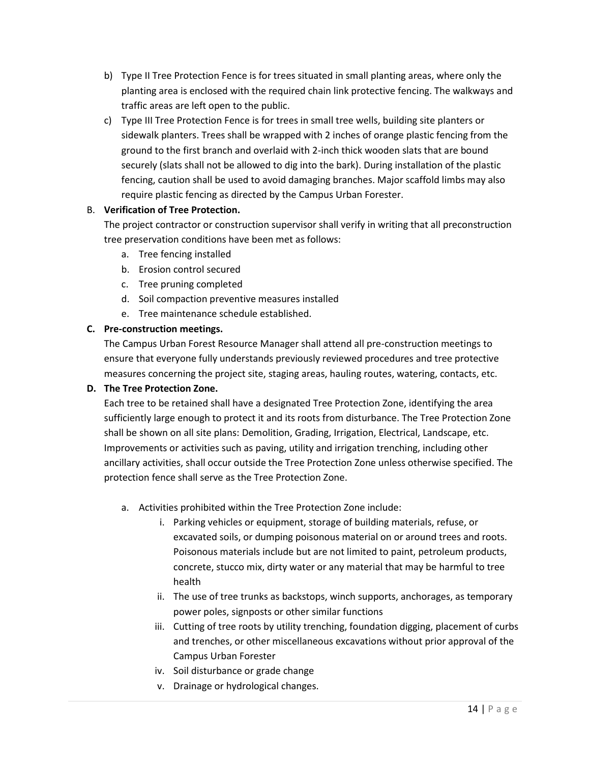b) Type II Tree Protection Fence is for trees situated in small planting areas, where only the planting area is enclosed with the required chain link protective fencing. The walkways and traffic areas are left open to the public.

c) Type III Tree Protection Fence is for trees in small tree wells, building site planters or sidewalk planters. Trees shall be wrapped with 2 inches of orange plastic fencing from the ground to the first branch and overlaid with 2-inch thick wooden slats that are bound securely (slats shall not be allowed to dig into the bark). During installation of the plastic fencing, caution shall be used to avoid damaging branches. Major scaffold limbs may also require plastic fencing as directed by the Campus Urban Forester.

B. **Verification of Tree Protection.**

The project contractor or construction supervisor shall verify in writing that all preconstruction tree preservation conditions have been met as follows:

a. Tree fencing installed
b. Erosion control secured
c. Tree pruning completed
d. Soil compaction preventive measures installed
e. Tree maintenance schedule established.

**C. Pre-construction meetings.**

The Campus Urban Forest Resource Manager shall attend all pre-construction meetings to ensure that everyone fully understands previously reviewed procedures and tree protective measures concerning the project site, staging areas, hauling routes, watering, contacts, etc.

**D. The Tree Protection Zone.**

Each tree to be retained shall have a designated Tree Protection Zone, identifying the area sufficiently large enough to protect it and its roots from disturbance. The Tree Protection Zone shall be shown on all site plans: Demolition, Grading, Irrigation, Electrical, Landscape, etc. Improvements or activities such as paving, utility and irrigation trenching, including other ancillary activities, shall occur outside the Tree Protection Zone unless otherwise specified. The protection fence shall serve as the Tree Protection Zone.

a. Activities prohibited within the Tree Protection Zone include:

   i. Parking vehicles or equipment, storage of building materials, refuse, or excavated soils, or dumping poisonous material on or around trees and roots. Poisonous materials include but are not limited to paint, petroleum products, concrete, stucco mix, dirty water or any material that may be harmful to tree health
   ii. The use of tree trunks as backstops, winch supports, anchorages, as temporary power poles, signposts or other similar functions
   iii. Cutting of tree roots by utility trenching, foundation digging, placement of curbs and trenches, or other miscellaneous excavations without prior approval of the Campus Urban Forester
   iv. Soil disturbance or grade change
   v. Drainage or hydrological changes.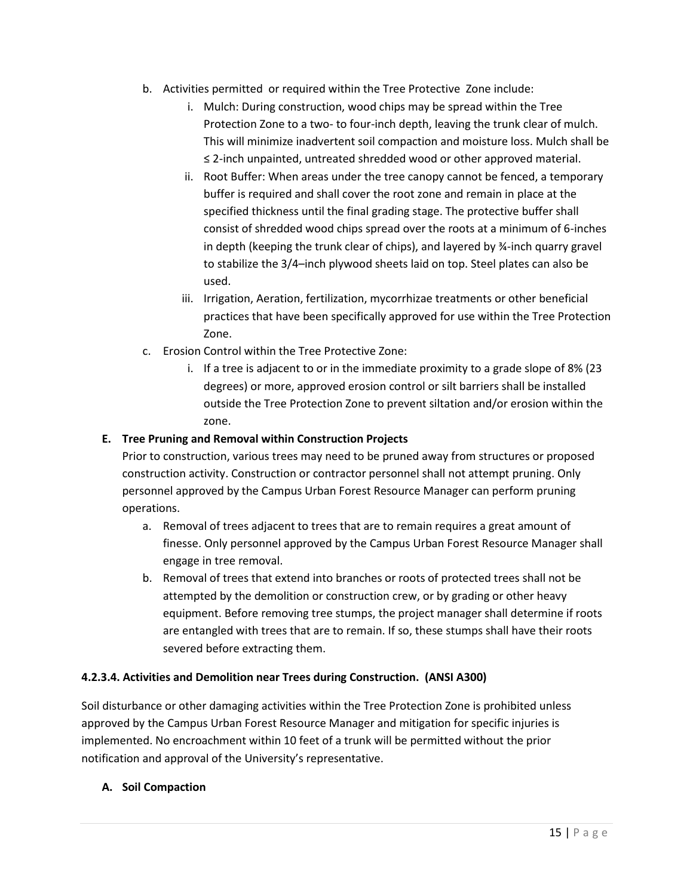b. Activities permitted  or required within the Tree Protective  Zone include:

   i. Mulch: During construction, wood chips may be spread within the Tree Protection Zone to a two- to four-inch depth, leaving the trunk clear of mulch. This will minimize inadvertent soil compaction and moisture loss. Mulch shall be ≤ 2-inch unpainted, untreated shredded wood or other approved material.

   ii. Root Buffer: When areas under the tree canopy cannot be fenced, a temporary buffer is required and shall cover the root zone and remain in place at the specified thickness until the final grading stage. The protective buffer shall consist of shredded wood chips spread over the roots at a minimum of 6-inches in depth (keeping the trunk clear of chips), and layered by ¾-inch quarry gravel to stabilize the 3/4–inch plywood sheets laid on top. Steel plates can also be used.

   iii. Irrigation, Aeration, fertilization, mycorrhizae treatments or other beneficial practices that have been specifically approved for use within the Tree Protection Zone.

c. Erosion Control within the Tree Protective Zone:

   i. If a tree is adjacent to or in the immediate proximity to a grade slope of 8% (23 degrees) or more, approved erosion control or silt barriers shall be installed outside the Tree Protection Zone to prevent siltation and/or erosion within the zone.

**E. Tree Pruning and Removal within Construction Projects**

Prior to construction, various trees may need to be pruned away from structures or proposed construction activity. Construction or contractor personnel shall not attempt pruning. Only personnel approved by the Campus Urban Forest Resource Manager can perform pruning operations.

a. Removal of trees adjacent to trees that are to remain requires a great amount of finesse. Only personnel approved by the Campus Urban Forest Resource Manager shall engage in tree removal.

b. Removal of trees that extend into branches or roots of protected trees shall not be attempted by the demolition or construction crew, or by grading or other heavy equipment. Before removing tree stumps, the project manager shall determine if roots are entangled with trees that are to remain. If so, these stumps shall have their roots severed before extracting them.

#### 4.2.3.4. Activities and Demolition near Trees during Construction.  (ANSI A300)

Soil disturbance or other damaging activities within the Tree Protection Zone is prohibited unless approved by the Campus Urban Forest Resource Manager and mitigation for specific injuries is implemented. No encroachment within 10 feet of a trunk will be permitted without the prior notification and approval of the University's representative.

**A. Soil Compaction**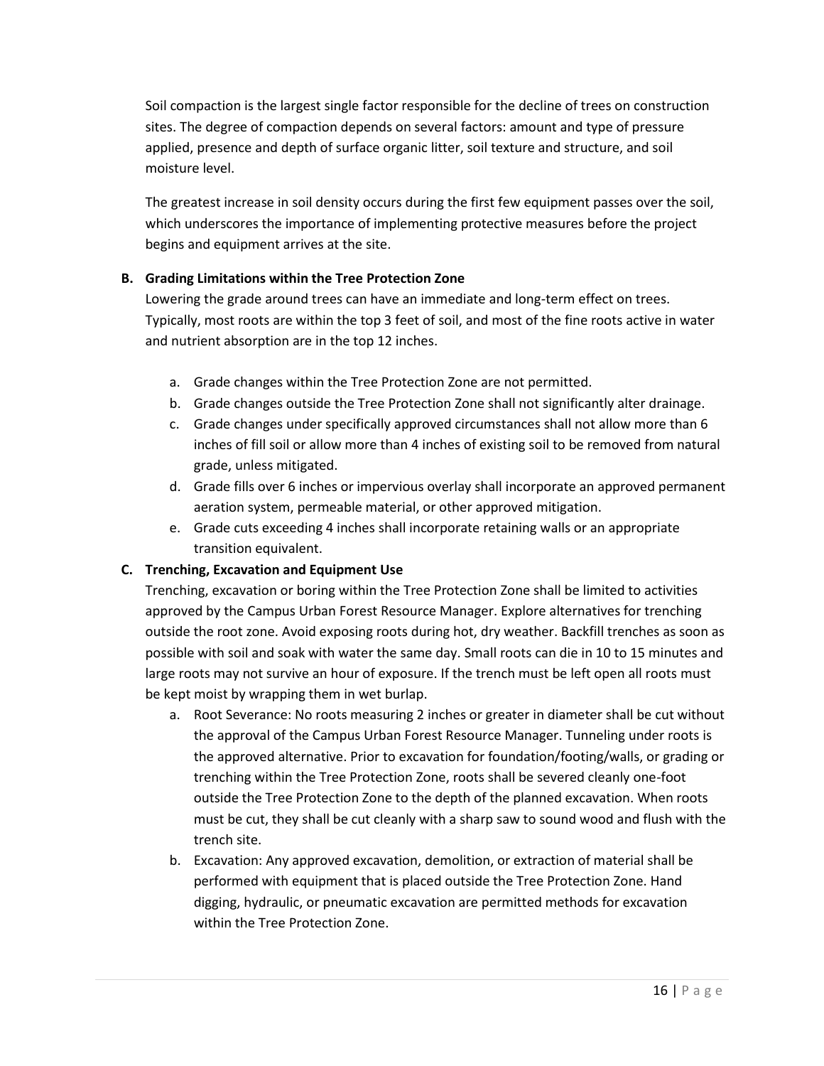Soil compaction is the largest single factor responsible for the decline of trees on construction sites. The degree of compaction depends on several factors: amount and type of pressure applied, presence and depth of surface organic litter, soil texture and structure, and soil moisture level.

The greatest increase in soil density occurs during the first few equipment passes over the soil, which underscores the importance of implementing protective measures before the project begins and equipment arrives at the site.

**B. Grading Limitations within the Tree Protection Zone**

Lowering the grade around trees can have an immediate and long-term effect on trees. Typically, most roots are within the top 3 feet of soil, and most of the fine roots active in water and nutrient absorption are in the top 12 inches.

a. Grade changes within the Tree Protection Zone are not permitted.
b. Grade changes outside the Tree Protection Zone shall not significantly alter drainage.
c. Grade changes under specifically approved circumstances shall not allow more than 6 inches of fill soil or allow more than 4 inches of existing soil to be removed from natural grade, unless mitigated.
d. Grade fills over 6 inches or impervious overlay shall incorporate an approved permanent aeration system, permeable material, or other approved mitigation.
e. Grade cuts exceeding 4 inches shall incorporate retaining walls or an appropriate transition equivalent.

**C. Trenching, Excavation and Equipment Use**

Trenching, excavation or boring within the Tree Protection Zone shall be limited to activities approved by the Campus Urban Forest Resource Manager. Explore alternatives for trenching outside the root zone. Avoid exposing roots during hot, dry weather. Backfill trenches as soon as possible with soil and soak with water the same day. Small roots can die in 10 to 15 minutes and large roots may not survive an hour of exposure. If the trench must be left open all roots must be kept moist by wrapping them in wet burlap.

a. Root Severance: No roots measuring 2 inches or greater in diameter shall be cut without the approval of the Campus Urban Forest Resource Manager. Tunneling under roots is the approved alternative. Prior to excavation for foundation/footing/walls, or grading or trenching within the Tree Protection Zone, roots shall be severed cleanly one-foot outside the Tree Protection Zone to the depth of the planned excavation. When roots must be cut, they shall be cut cleanly with a sharp saw to sound wood and flush with the trench site.
b. Excavation: Any approved excavation, demolition, or extraction of material shall be performed with equipment that is placed outside the Tree Protection Zone. Hand digging, hydraulic, or pneumatic excavation are permitted methods for excavation within the Tree Protection Zone.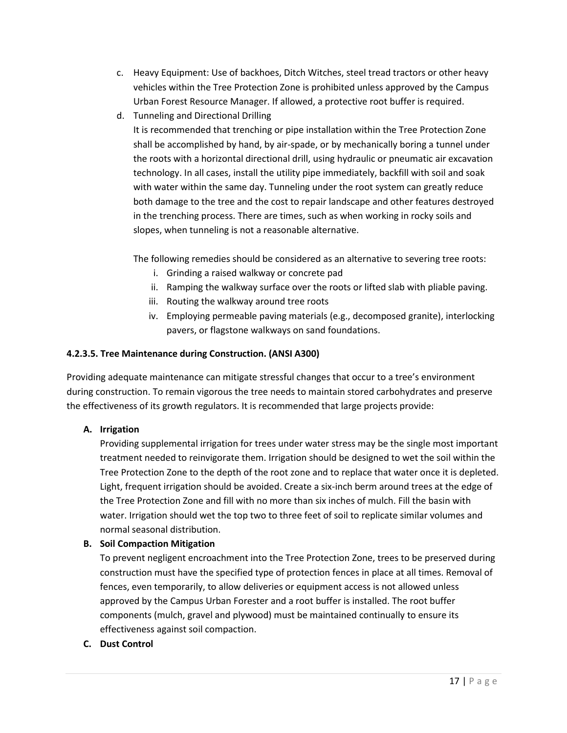c. Heavy Equipment: Use of backhoes, Ditch Witches, steel tread tractors or other heavy vehicles within the Tree Protection Zone is prohibited unless approved by the Campus Urban Forest Resource Manager. If allowed, a protective root buffer is required.

d. Tunneling and Directional Drilling

   It is recommended that trenching or pipe installation within the Tree Protection Zone shall be accomplished by hand, by air-spade, or by mechanically boring a tunnel under the roots with a horizontal directional drill, using hydraulic or pneumatic air excavation technology. In all cases, install the utility pipe immediately, backfill with soil and soak with water within the same day. Tunneling under the root system can greatly reduce both damage to the tree and the cost to repair landscape and other features destroyed in the trenching process. There are times, such as when working in rocky soils and slopes, when tunneling is not a reasonable alternative.

   The following remedies should be considered as an alternative to severing tree roots:

   i. Grinding a raised walkway or concrete pad
   ii. Ramping the walkway surface over the roots or lifted slab with pliable paving.
   iii. Routing the walkway around tree roots
   iv. Employing permeable paving materials (e.g., decomposed granite), interlocking pavers, or flagstone walkways on sand foundations.

#### 4.2.3.5. Tree Maintenance during Construction. (ANSI A300)

Providing adequate maintenance can mitigate stressful changes that occur to a tree's environment during construction. To remain vigorous the tree needs to maintain stored carbohydrates and preserve the effectiveness of its growth regulators. It is recommended that large projects provide:

**A. Irrigation**

Providing supplemental irrigation for trees under water stress may be the single most important treatment needed to reinvigorate them. Irrigation should be designed to wet the soil within the Tree Protection Zone to the depth of the root zone and to replace that water once it is depleted. Light, frequent irrigation should be avoided. Create a six-inch berm around trees at the edge of the Tree Protection Zone and fill with no more than six inches of mulch. Fill the basin with water. Irrigation should wet the top two to three feet of soil to replicate similar volumes and normal seasonal distribution.

**B. Soil Compaction Mitigation**

To prevent negligent encroachment into the Tree Protection Zone, trees to be preserved during construction must have the specified type of protection fences in place at all times. Removal of fences, even temporarily, to allow deliveries or equipment access is not allowed unless approved by the Campus Urban Forester and a root buffer is installed. The root buffer components (mulch, gravel and plywood) must be maintained continually to ensure its effectiveness against soil compaction.

**C. Dust Control**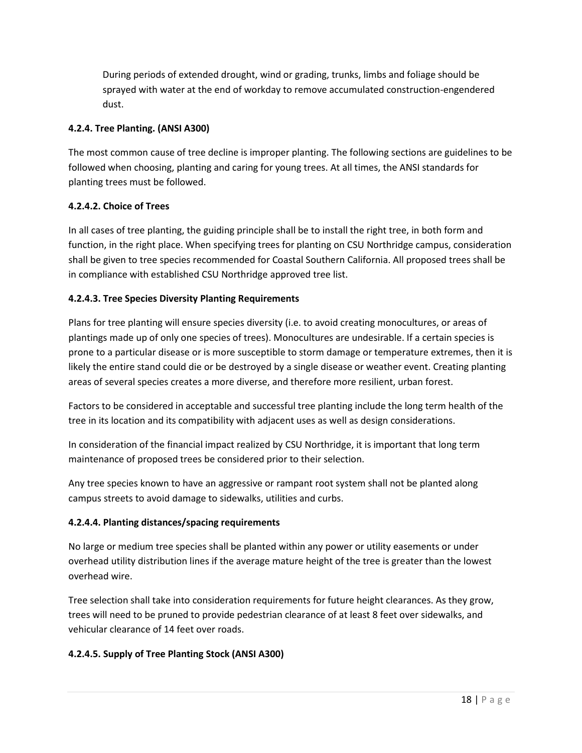During periods of extended drought, wind or grading, trunks, limbs and foliage should be sprayed with water at the end of workday to remove accumulated construction-engendered dust.

**4.2.4. Tree Planting. (ANSI A300)**

The most common cause of tree decline is improper planting. The following sections are guidelines to be followed when choosing, planting and caring for young trees. At all times, the ANSI standards for planting trees must be followed.

**4.2.4.2. Choice of Trees**

In all cases of tree planting, the guiding principle shall be to install the right tree, in both form and function, in the right place. When specifying trees for planting on CSU Northridge campus, consideration shall be given to tree species recommended for Coastal Southern California. All proposed trees shall be in compliance with established CSU Northridge approved tree list.

**4.2.4.3. Tree Species Diversity Planting Requirements**

Plans for tree planting will ensure species diversity (i.e. to avoid creating monocultures, or areas of plantings made up of only one species of trees). Monocultures are undesirable. If a certain species is prone to a particular disease or is more susceptible to storm damage or temperature extremes, then it is likely the entire stand could die or be destroyed by a single disease or weather event. Creating planting areas of several species creates a more diverse, and therefore more resilient, urban forest.

Factors to be considered in acceptable and successful tree planting include the long term health of the tree in its location and its compatibility with adjacent uses as well as design considerations.

In consideration of the financial impact realized by CSU Northridge, it is important that long term maintenance of proposed trees be considered prior to their selection.

Any tree species known to have an aggressive or rampant root system shall not be planted along campus streets to avoid damage to sidewalks, utilities and curbs.

**4.2.4.4. Planting distances/spacing requirements**

No large or medium tree species shall be planted within any power or utility easements or under overhead utility distribution lines if the average mature height of the tree is greater than the lowest overhead wire.

Tree selection shall take into consideration requirements for future height clearances. As they grow, trees will need to be pruned to provide pedestrian clearance of at least 8 feet over sidewalks, and vehicular clearance of 14 feet over roads.

**4.2.4.5. Supply of Tree Planting Stock (ANSI A300)**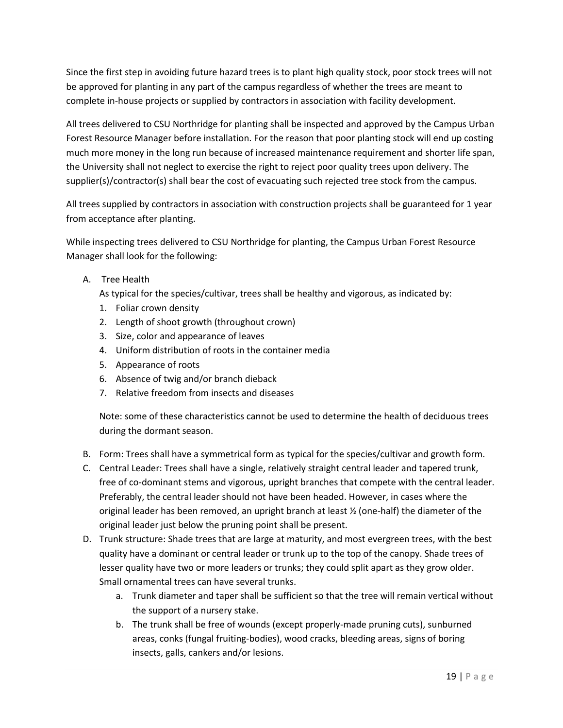Since the first step in avoiding future hazard trees is to plant high quality stock, poor stock trees will not be approved for planting in any part of the campus regardless of whether the trees are meant to complete in-house projects or supplied by contractors in association with facility development.

All trees delivered to CSU Northridge for planting shall be inspected and approved by the Campus Urban Forest Resource Manager before installation. For the reason that poor planting stock will end up costing much more money in the long run because of increased maintenance requirement and shorter life span, the University shall not neglect to exercise the right to reject poor quality trees upon delivery. The supplier(s)/contractor(s) shall bear the cost of evacuating such rejected tree stock from the campus.

All trees supplied by contractors in association with construction projects shall be guaranteed for 1 year from acceptance after planting.

While inspecting trees delivered to CSU Northridge for planting, the Campus Urban Forest Resource Manager shall look for the following:

A. Tree Health
   As typical for the species/cultivar, trees shall be healthy and vigorous, as indicated by:
   1. Foliar crown density
   2. Length of shoot growth (throughout crown)
   3. Size, color and appearance of leaves
   4. Uniform distribution of roots in the container media
   5. Appearance of roots
   6. Absence of twig and/or branch dieback
   7. Relative freedom from insects and diseases

   Note: some of these characteristics cannot be used to determine the health of deciduous trees during the dormant season.

B. Form: Trees shall have a symmetrical form as typical for the species/cultivar and growth form.
C. Central Leader: Trees shall have a single, relatively straight central leader and tapered trunk, free of co-dominant stems and vigorous, upright branches that compete with the central leader. Preferably, the central leader should not have been headed. However, in cases where the original leader has been removed, an upright branch at least ½ (one-half) the diameter of the original leader just below the pruning point shall be present.
D. Trunk structure: Shade trees that are large at maturity, and most evergreen trees, with the best quality have a dominant or central leader or trunk up to the top of the canopy. Shade trees of lesser quality have two or more leaders or trunks; they could split apart as they grow older. Small ornamental trees can have several trunks.
   a. Trunk diameter and taper shall be sufficient so that the tree will remain vertical without the support of a nursery stake.
   b. The trunk shall be free of wounds (except properly-made pruning cuts), sunburned areas, conks (fungal fruiting-bodies), wood cracks, bleeding areas, signs of boring insects, galls, cankers and/or lesions.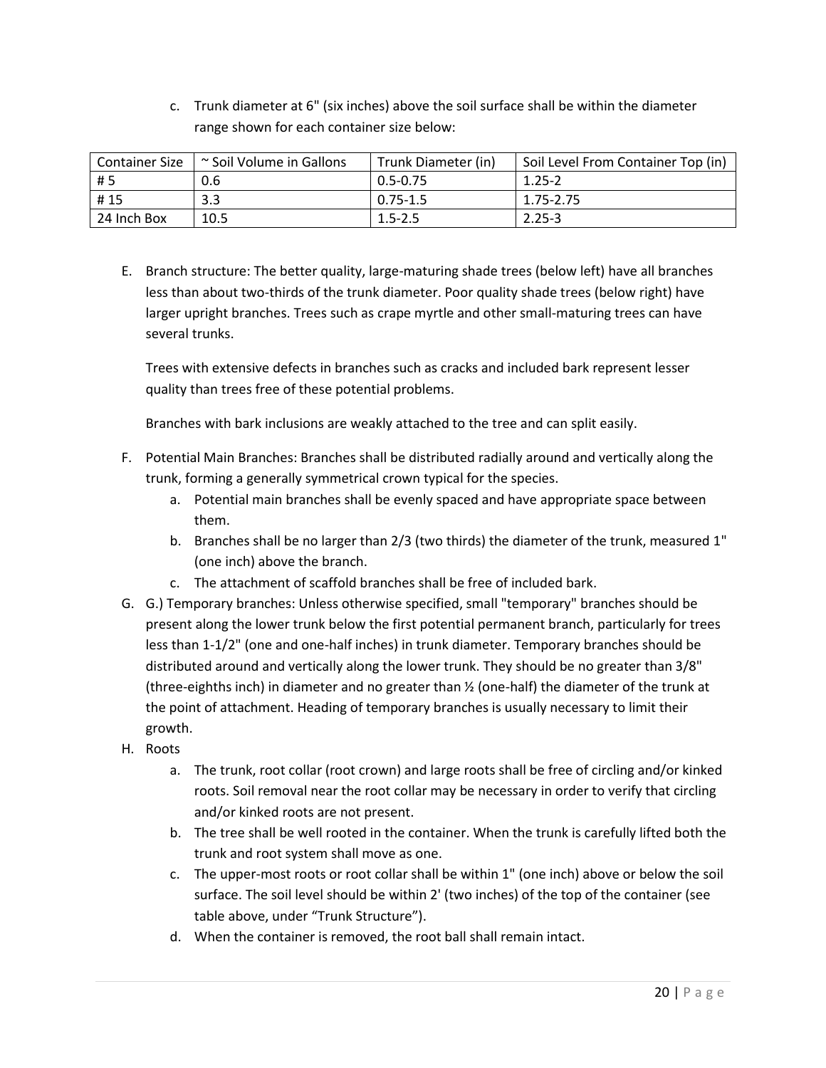c. Trunk diameter at 6" (six inches) above the soil surface shall be within the diameter range shown for each container size below:

| Container Size | ~ Soil Volume in Gallons | Trunk Diameter (in) | Soil Level From Container Top (in) |
|---|---|---|---|
| # 5 | 0.6 | 0.5-0.75 | 1.25-2 |
| # 15 | 3.3 | 0.75-1.5 | 1.75-2.75 |
| 24 Inch Box | 10.5 | 1.5-2.5 | 2.25-3 |

E. Branch structure: The better quality, large-maturing shade trees (below left) have all branches less than about two-thirds of the trunk diameter. Poor quality shade trees (below right) have larger upright branches. Trees such as crape myrtle and other small-maturing trees can have several trunks.

   Trees with extensive defects in branches such as cracks and included bark represent lesser quality than trees free of these potential problems.

   Branches with bark inclusions are weakly attached to the tree and can split easily.

F. Potential Main Branches: Branches shall be distributed radially around and vertically along the trunk, forming a generally symmetrical crown typical for the species.
   a. Potential main branches shall be evenly spaced and have appropriate space between them.
   b. Branches shall be no larger than 2/3 (two thirds) the diameter of the trunk, measured 1" (one inch) above the branch.
   c. The attachment of scaffold branches shall be free of included bark.

G. G.) Temporary branches: Unless otherwise specified, small "temporary" branches should be present along the lower trunk below the first potential permanent branch, particularly for trees less than 1-1/2" (one and one-half inches) in trunk diameter. Temporary branches should be distributed around and vertically along the lower trunk. They should be no greater than 3/8" (three-eighths inch) in diameter and no greater than ½ (one-half) the diameter of the trunk at the point of attachment. Heading of temporary branches is usually necessary to limit their growth.

H. Roots
   a. The trunk, root collar (root crown) and large roots shall be free of circling and/or kinked roots. Soil removal near the root collar may be necessary in order to verify that circling and/or kinked roots are not present.
   b. The tree shall be well rooted in the container. When the trunk is carefully lifted both the trunk and root system shall move as one.
   c. The upper-most roots or root collar shall be within 1" (one inch) above or below the soil surface. The soil level should be within 2' (two inches) of the top of the container (see table above, under "Trunk Structure").
   d. When the container is removed, the root ball shall remain intact.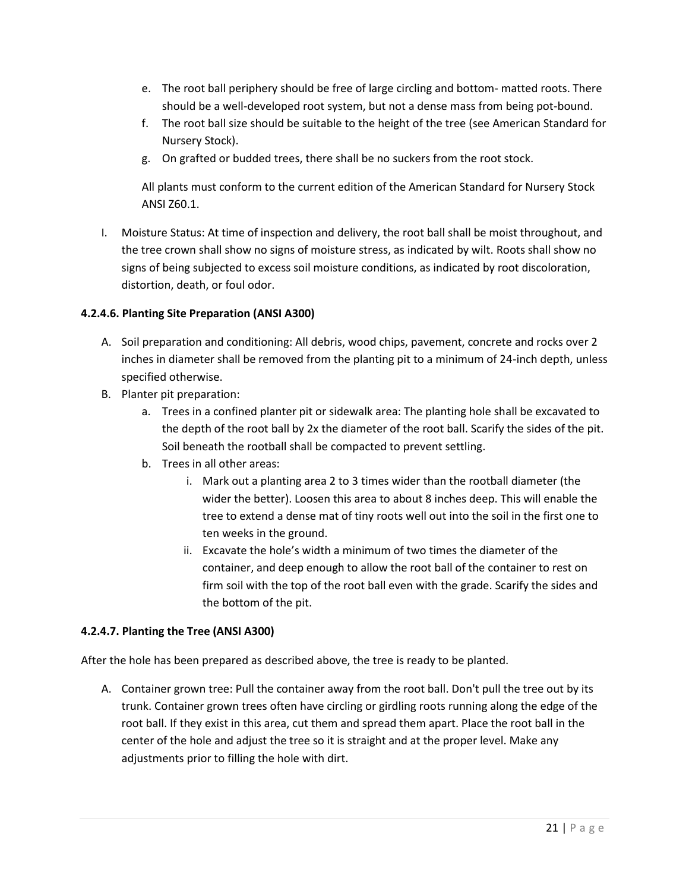e. The root ball periphery should be free of large circling and bottom- matted roots. There should be a well-developed root system, but not a dense mass from being pot-bound.
   f. The root ball size should be suitable to the height of the tree (see American Standard for Nursery Stock).
   g. On grafted or budded trees, there shall be no suckers from the root stock.

   All plants must conform to the current edition of the American Standard for Nursery Stock ANSI Z60.1.

I. Moisture Status: At time of inspection and delivery, the root ball shall be moist throughout, and the tree crown shall show no signs of moisture stress, as indicated by wilt. Roots shall show no signs of being subjected to excess soil moisture conditions, as indicated by root discoloration, distortion, death, or foul odor.

#### 4.2.4.6. Planting Site Preparation (ANSI A300)

A. Soil preparation and conditioning: All debris, wood chips, pavement, concrete and rocks over 2 inches in diameter shall be removed from the planting pit to a minimum of 24-inch depth, unless specified otherwise.
B. Planter pit preparation:
   a. Trees in a confined planter pit or sidewalk area: The planting hole shall be excavated to the depth of the root ball by 2x the diameter of the root ball. Scarify the sides of the pit. Soil beneath the rootball shall be compacted to prevent settling.
   b. Trees in all other areas:
      i. Mark out a planting area 2 to 3 times wider than the rootball diameter (the wider the better). Loosen this area to about 8 inches deep. This will enable the tree to extend a dense mat of tiny roots well out into the soil in the first one to ten weeks in the ground.
      ii. Excavate the hole's width a minimum of two times the diameter of the container, and deep enough to allow the root ball of the container to rest on firm soil with the top of the root ball even with the grade. Scarify the sides and the bottom of the pit.

#### 4.2.4.7. Planting the Tree (ANSI A300)

After the hole has been prepared as described above, the tree is ready to be planted.

A. Container grown tree: Pull the container away from the root ball. Don't pull the tree out by its trunk. Container grown trees often have circling or girdling roots running along the edge of the root ball. If they exist in this area, cut them and spread them apart. Place the root ball in the center of the hole and adjust the tree so it is straight and at the proper level. Make any adjustments prior to filling the hole with dirt.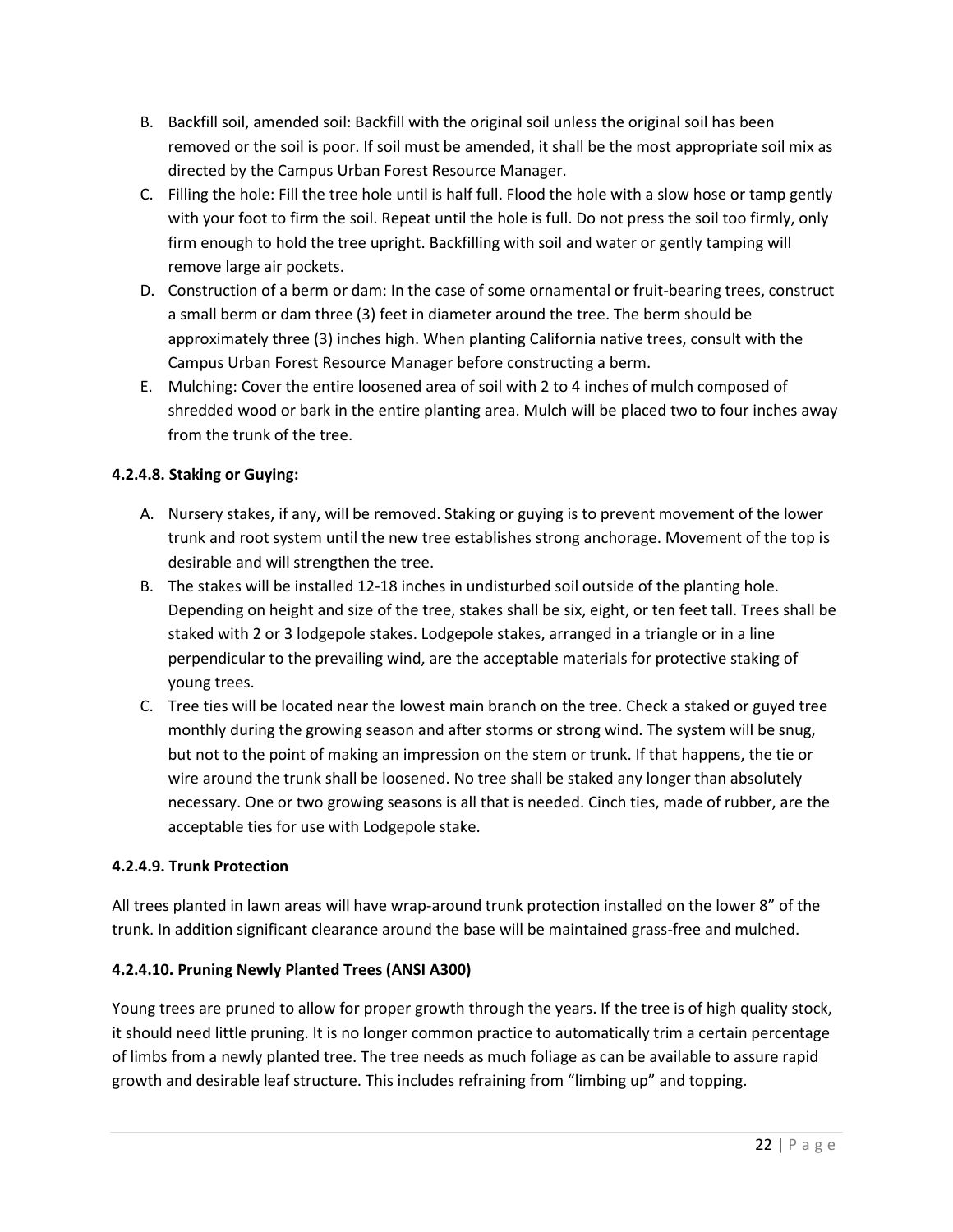B. Backfill soil, amended soil: Backfill with the original soil unless the original soil has been removed or the soil is poor. If soil must be amended, it shall be the most appropriate soil mix as directed by the Campus Urban Forest Resource Manager.

C. Filling the hole: Fill the tree hole until is half full. Flood the hole with a slow hose or tamp gently with your foot to firm the soil. Repeat until the hole is full. Do not press the soil too firmly, only firm enough to hold the tree upright. Backfilling with soil and water or gently tamping will remove large air pockets.

D. Construction of a berm or dam: In the case of some ornamental or fruit-bearing trees, construct a small berm or dam three (3) feet in diameter around the tree. The berm should be approximately three (3) inches high. When planting California native trees, consult with the Campus Urban Forest Resource Manager before constructing a berm.

E. Mulching: Cover the entire loosened area of soil with 2 to 4 inches of mulch composed of shredded wood or bark in the entire planting area. Mulch will be placed two to four inches away from the trunk of the tree.

**4.2.4.8. Staking or Guying:**

A. Nursery stakes, if any, will be removed. Staking or guying is to prevent movement of the lower trunk and root system until the new tree establishes strong anchorage. Movement of the top is desirable and will strengthen the tree.

B. The stakes will be installed 12-18 inches in undisturbed soil outside of the planting hole. Depending on height and size of the tree, stakes shall be six, eight, or ten feet tall. Trees shall be staked with 2 or 3 lodgepole stakes. Lodgepole stakes, arranged in a triangle or in a line perpendicular to the prevailing wind, are the acceptable materials for protective staking of young trees.

C. Tree ties will be located near the lowest main branch on the tree. Check a staked or guyed tree monthly during the growing season and after storms or strong wind. The system will be snug, but not to the point of making an impression on the stem or trunk. If that happens, the tie or wire around the trunk shall be loosened. No tree shall be staked any longer than absolutely necessary. One or two growing seasons is all that is needed. Cinch ties, made of rubber, are the acceptable ties for use with Lodgepole stake.

**4.2.4.9. Trunk Protection**

All trees planted in lawn areas will have wrap-around trunk protection installed on the lower 8" of the trunk. In addition significant clearance around the base will be maintained grass-free and mulched.

**4.2.4.10. Pruning Newly Planted Trees (ANSI A300)**

Young trees are pruned to allow for proper growth through the years. If the tree is of high quality stock, it should need little pruning. It is no longer common practice to automatically trim a certain percentage of limbs from a newly planted tree. The tree needs as much foliage as can be available to assure rapid growth and desirable leaf structure. This includes refraining from "limbing up" and topping.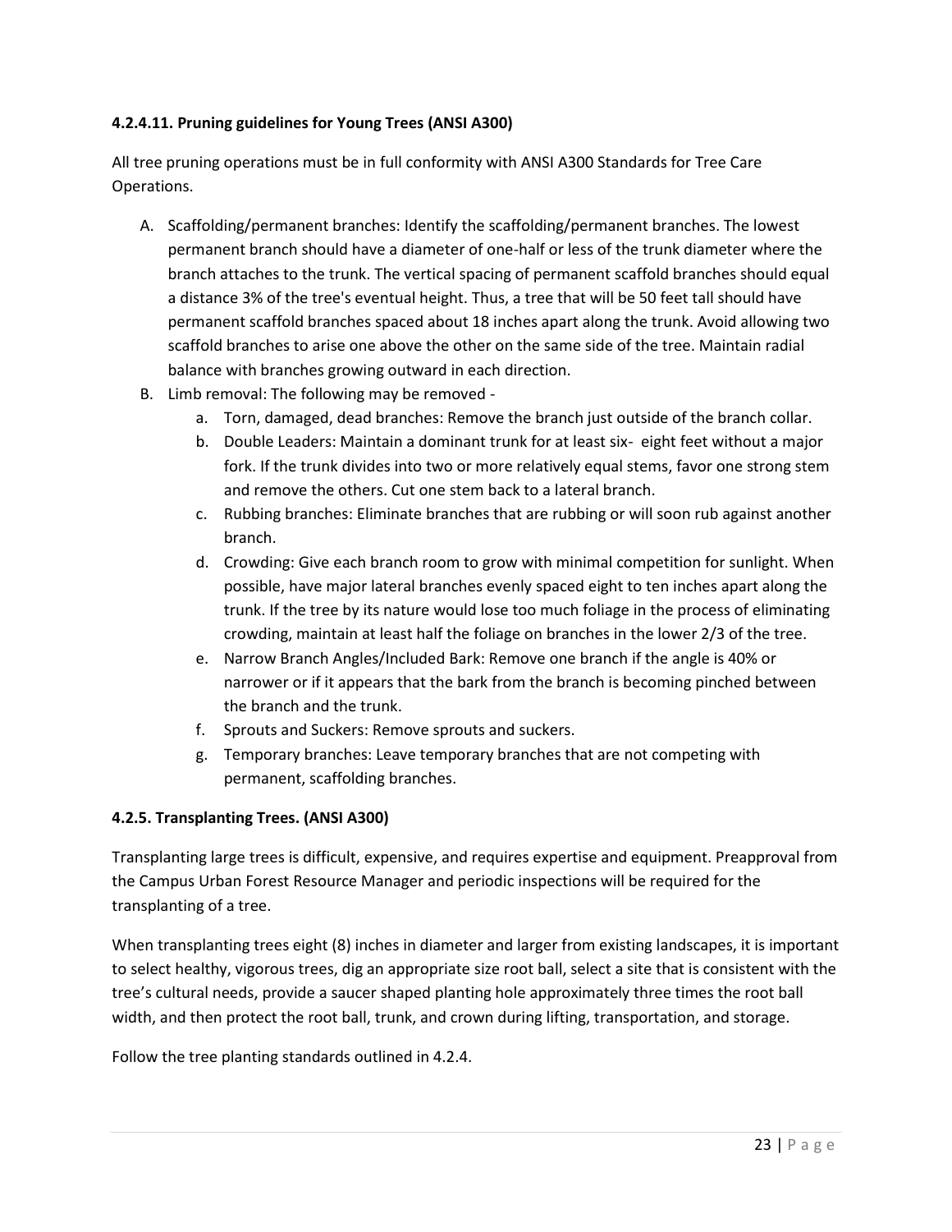#### 4.2.4.11. Pruning guidelines for Young Trees (ANSI A300)

All tree pruning operations must be in full conformity with ANSI A300 Standards for Tree Care Operations.

A. Scaffolding/permanent branches: Identify the scaffolding/permanent branches. The lowest permanent branch should have a diameter of one-half or less of the trunk diameter where the branch attaches to the trunk. The vertical spacing of permanent scaffold branches should equal a distance 3% of the tree's eventual height. Thus, a tree that will be 50 feet tall should have permanent scaffold branches spaced about 18 inches apart along the trunk. Avoid allowing two scaffold branches to arise one above the other on the same side of the tree. Maintain radial balance with branches growing outward in each direction.
B. Limb removal: The following may be removed -
   a. Torn, damaged, dead branches: Remove the branch just outside of the branch collar.
   b. Double Leaders: Maintain a dominant trunk for at least six- eight feet without a major fork. If the trunk divides into two or more relatively equal stems, favor one strong stem and remove the others. Cut one stem back to a lateral branch.
   c. Rubbing branches: Eliminate branches that are rubbing or will soon rub against another branch.
   d. Crowding: Give each branch room to grow with minimal competition for sunlight. When possible, have major lateral branches evenly spaced eight to ten inches apart along the trunk. If the tree by its nature would lose too much foliage in the process of eliminating crowding, maintain at least half the foliage on branches in the lower 2/3 of the tree.
   e. Narrow Branch Angles/Included Bark: Remove one branch if the angle is 40% or narrower or if it appears that the bark from the branch is becoming pinched between the branch and the trunk.
   f. Sprouts and Suckers: Remove sprouts and suckers.
   g. Temporary branches: Leave temporary branches that are not competing with permanent, scaffolding branches.

### 4.2.5. Transplanting Trees. (ANSI A300)

Transplanting large trees is difficult, expensive, and requires expertise and equipment. Preapproval from the Campus Urban Forest Resource Manager and periodic inspections will be required for the transplanting of a tree.

When transplanting trees eight (8) inches in diameter and larger from existing landscapes, it is important to select healthy, vigorous trees, dig an appropriate size root ball, select a site that is consistent with the tree's cultural needs, provide a saucer shaped planting hole approximately three times the root ball width, and then protect the root ball, trunk, and crown during lifting, transportation, and storage.

Follow the tree planting standards outlined in 4.2.4.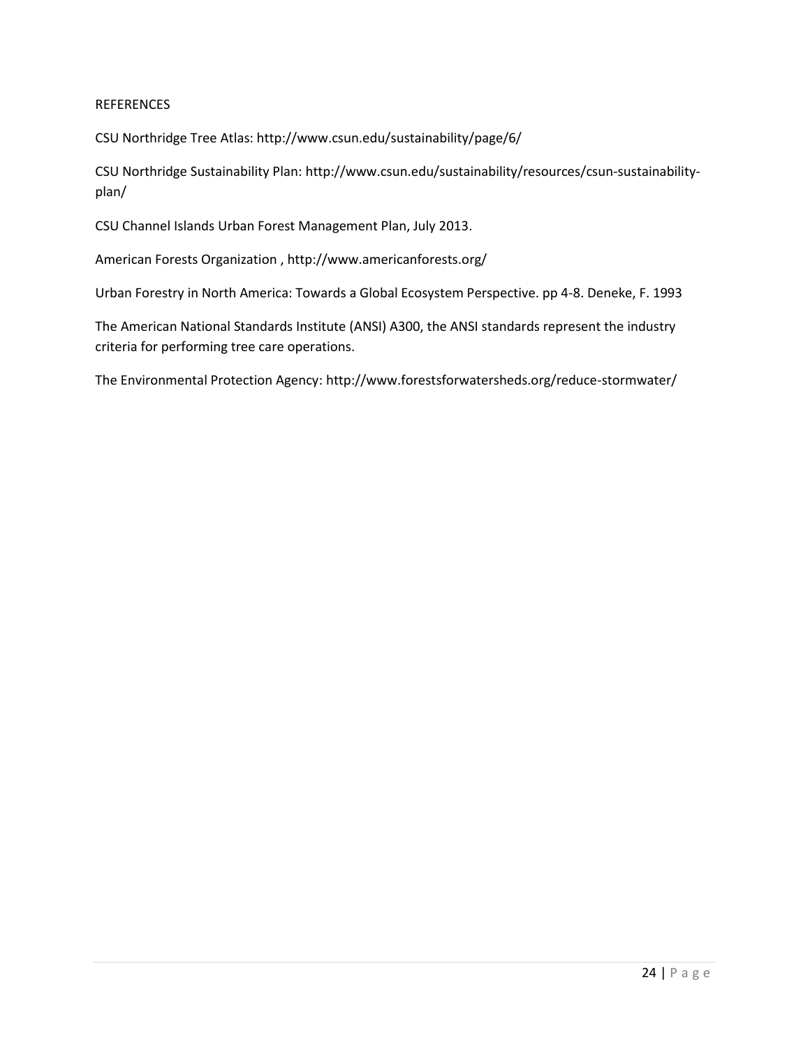## REFERENCES

CSU Northridge Tree Atlas: http://www.csun.edu/sustainability/page/6/

CSU Northridge Sustainability Plan: http://www.csun.edu/sustainability/resources/csun-sustainability-plan/

CSU Channel Islands Urban Forest Management Plan, July 2013.

American Forests Organization , http://www.americanforests.org/

Urban Forestry in North America: Towards a Global Ecosystem Perspective. pp 4-8. Deneke, F. 1993

The American National Standards Institute (ANSI) A300, the ANSI standards represent the industry criteria for performing tree care operations.

The Environmental Protection Agency: http://www.forestsforwatersheds.org/reduce-stormwater/